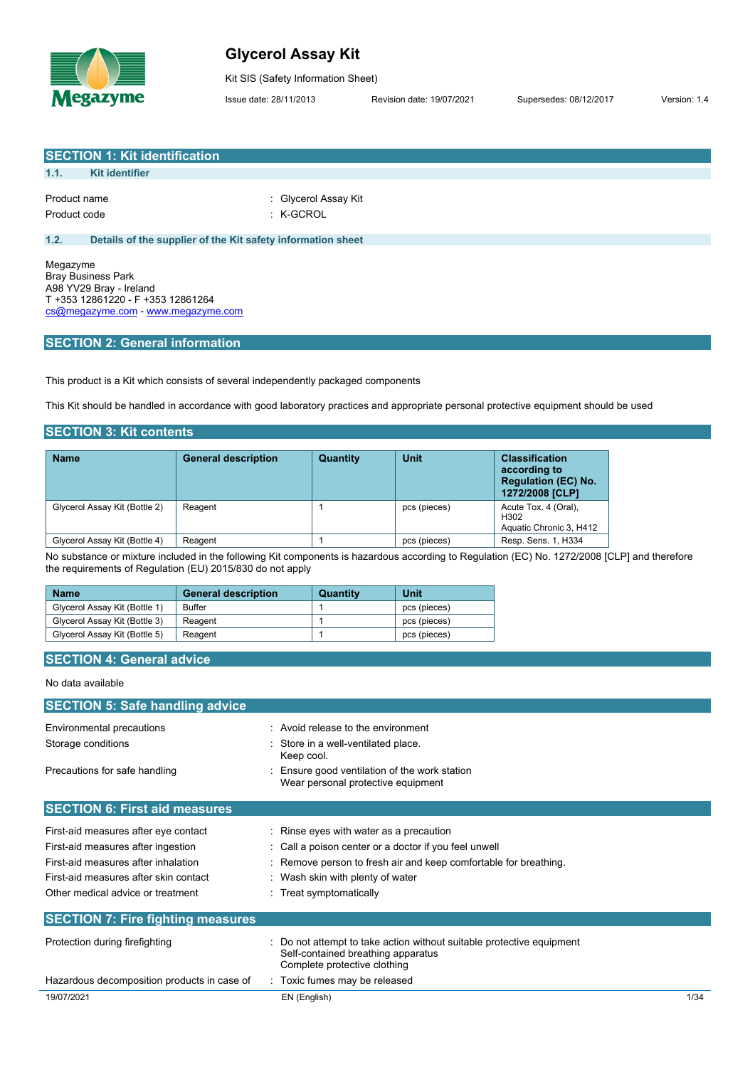# Glycerol Assay Kit

Kit SIS (Safety Information Sheet)

Issue date: 28/11/2013 Revision date: 19/07/2021 Supersedes: 08/12/2017 Version: 1.4

## SECTION 1: Kit identification

### 1.1. Kit identifier

Product name : Glycerol Assay Kit

Product code : K-GCROL

### 1.2. Details of the supplier of the Kit safety information sheet

Megazyme
Bray Business Park
A98 YV29 Bray - Ireland
T +353 12861220 - F +353 12861264
cs@megazyme.com - www.megazyme.com

## SECTION 2: General information

This product is a Kit which consists of several independently packaged components

This Kit should be handled in accordance with good laboratory practices and appropriate personal protective equipment should be used

## SECTION 3: Kit contents

| Name | General description | Quantity | Unit | Classification according to Regulation (EC) No. 1272/2008 [CLP] |
|---|---|---|---|---|
| Glycerol Assay Kit (Bottle 2) | Reagent | 1 | pcs (pieces) | Acute Tox. 4 (Oral), H302<br>Aquatic Chronic 3, H412 |
| Glycerol Assay Kit (Bottle 4) | Reagent | 1 | pcs (pieces) | Resp. Sens. 1, H334 |

No substance or mixture included in the following Kit components is hazardous according to Regulation (EC) No. 1272/2008 [CLP] and therefore the requirements of Regulation (EU) 2015/830 do not apply

| Name | General description | Quantity | Unit |
|---|---|---|---|
| Glycerol Assay Kit (Bottle 1) | Buffer | 1 | pcs (pieces) |
| Glycerol Assay Kit (Bottle 3) | Reagent | 1 | pcs (pieces) |
| Glycerol Assay Kit (Bottle 5) | Reagent | 1 | pcs (pieces) |

## SECTION 4: General advice

No data available

## SECTION 5: Safe handling advice

Environmental precautions : Avoid release to the environment

Storage conditions : Store in a well-ventilated place.
Keep cool.

Precautions for safe handling : Ensure good ventilation of the work station
Wear personal protective equipment

## SECTION 6: First aid measures

First-aid measures after eye contact : Rinse eyes with water as a precaution

First-aid measures after ingestion : Call a poison center or a doctor if you feel unwell

First-aid measures after inhalation : Remove person to fresh air and keep comfortable for breathing.

First-aid measures after skin contact : Wash skin with plenty of water

Other medical advice or treatment : Treat symptomatically

## SECTION 7: Fire fighting measures

Protection during firefighting : Do not attempt to take action without suitable protective equipment
Self-contained breathing apparatus
Complete protective clothing

Hazardous decomposition products in case of : Toxic fumes may be released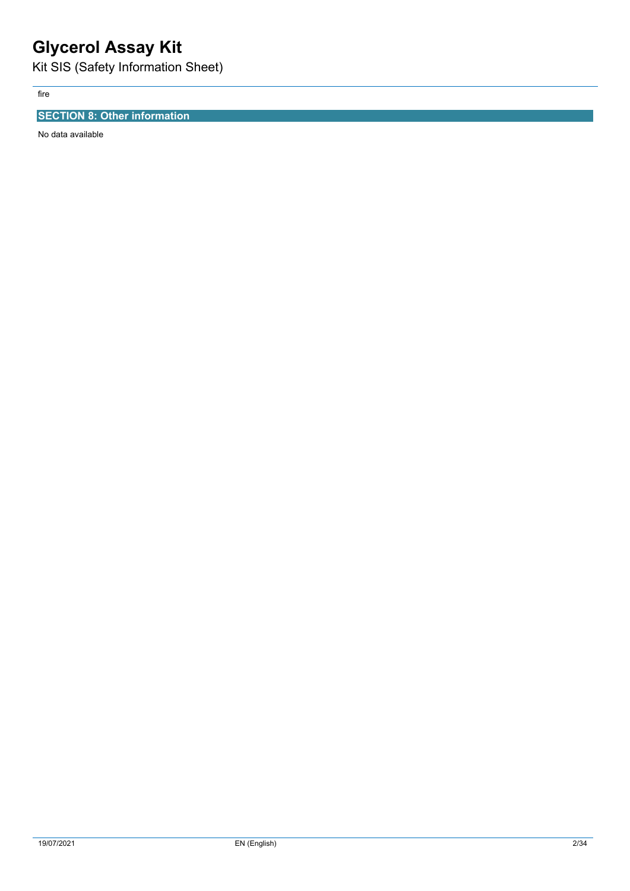fire

## SECTION 8: Other information

No data available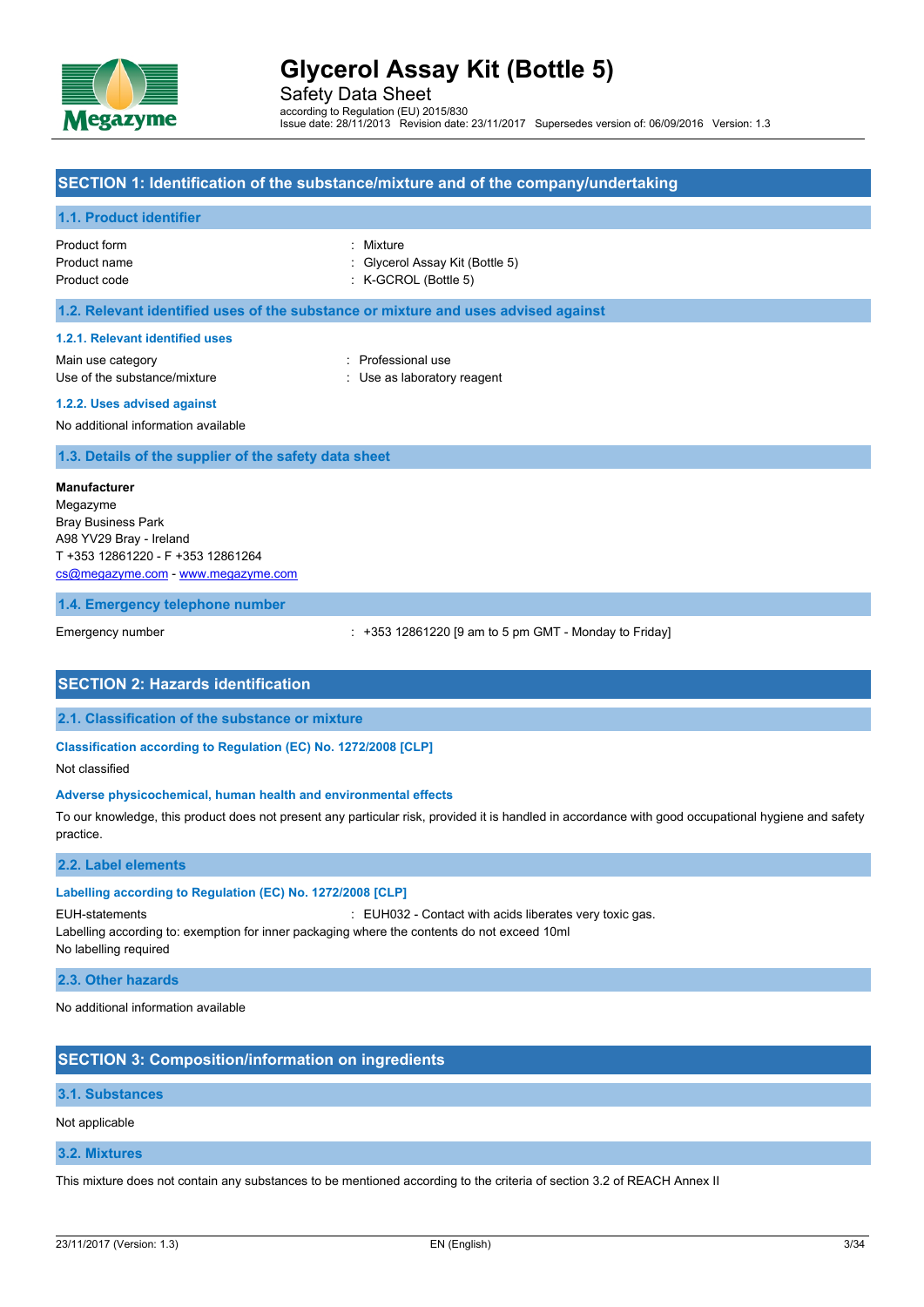## SECTION 1: Identification of the substance/mixture and of the company/undertaking

### 1.1. Product identifier

| | |
|---|---|
| Product form | : Mixture |
| Product name | : Glycerol Assay Kit (Bottle 5) |
| Product code | : K-GCROL (Bottle 5) |

### 1.2. Relevant identified uses of the substance or mixture and uses advised against

#### 1.2.1. Relevant identified uses

| | |
|---|---|
| Main use category | : Professional use |
| Use of the substance/mixture | : Use as laboratory reagent |

#### 1.2.2. Uses advised against

No additional information available

### 1.3. Details of the supplier of the safety data sheet

**Manufacturer**
Megazyme
Bray Business Park
A98 YV29 Bray - Ireland
T +353 12861220 - F +353 12861264
cs@megazyme.com - www.megazyme.com

### 1.4. Emergency telephone number

| | |
|---|---|
| Emergency number | : +353 12861220 [9 am to 5 pm GMT - Monday to Friday] |

## SECTION 2: Hazards identification

### 2.1. Classification of the substance or mixture

#### Classification according to Regulation (EC) No. 1272/2008 [CLP]

Not classified

#### Adverse physicochemical, human health and environmental effects

To our knowledge, this product does not present any particular risk, provided it is handled in accordance with good occupational hygiene and safety practice.

### 2.2. Label elements

#### Labelling according to Regulation (EC) No. 1272/2008 [CLP]

EUH-statements : EUH032 - Contact with acids liberates very toxic gas.
Labelling according to: exemption for inner packaging where the contents do not exceed 10ml
No labelling required

### 2.3. Other hazards

No additional information available

## SECTION 3: Composition/information on ingredients

### 3.1. Substances

Not applicable

### 3.2. Mixtures

This mixture does not contain any substances to be mentioned according to the criteria of section 3.2 of REACH Annex II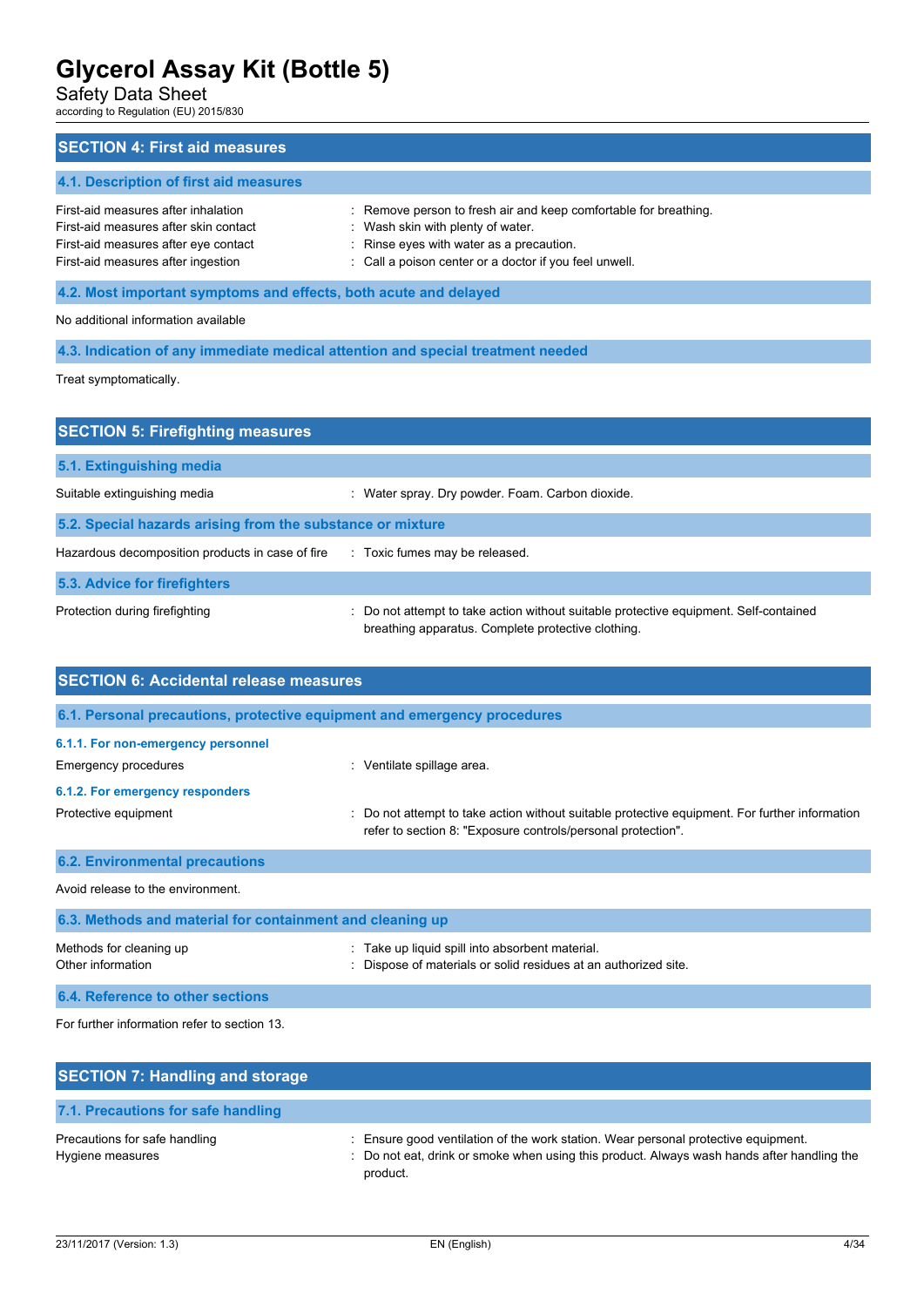## SECTION 4: First aid measures

### 4.1. Description of first aid measures

First-aid measures after inhalation : Remove person to fresh air and keep comfortable for breathing.
First-aid measures after skin contact : Wash skin with plenty of water.
First-aid measures after eye contact : Rinse eyes with water as a precaution.
First-aid measures after ingestion : Call a poison center or a doctor if you feel unwell.

### 4.2. Most important symptoms and effects, both acute and delayed

No additional information available

### 4.3. Indication of any immediate medical attention and special treatment needed

Treat symptomatically.

## SECTION 5: Firefighting measures

### 5.1. Extinguishing media

Suitable extinguishing media : Water spray. Dry powder. Foam. Carbon dioxide.

### 5.2. Special hazards arising from the substance or mixture

Hazardous decomposition products in case of fire : Toxic fumes may be released.

### 5.3. Advice for firefighters

Protection during firefighting : Do not attempt to take action without suitable protective equipment. Self-contained breathing apparatus. Complete protective clothing.

## SECTION 6: Accidental release measures

### 6.1. Personal precautions, protective equipment and emergency procedures

#### 6.1.1. For non-emergency personnel

Emergency procedures : Ventilate spillage area.

#### 6.1.2. For emergency responders

Protective equipment : Do not attempt to take action without suitable protective equipment. For further information refer to section 8: "Exposure controls/personal protection".

### 6.2. Environmental precautions

Avoid release to the environment.

### 6.3. Methods and material for containment and cleaning up

Methods for cleaning up : Take up liquid spill into absorbent material.
Other information : Dispose of materials or solid residues at an authorized site.

### 6.4. Reference to other sections

For further information refer to section 13.

## SECTION 7: Handling and storage

### 7.1. Precautions for safe handling

Precautions for safe handling : Ensure good ventilation of the work station. Wear personal protective equipment.
Hygiene measures : Do not eat, drink or smoke when using this product. Always wash hands after handling the product.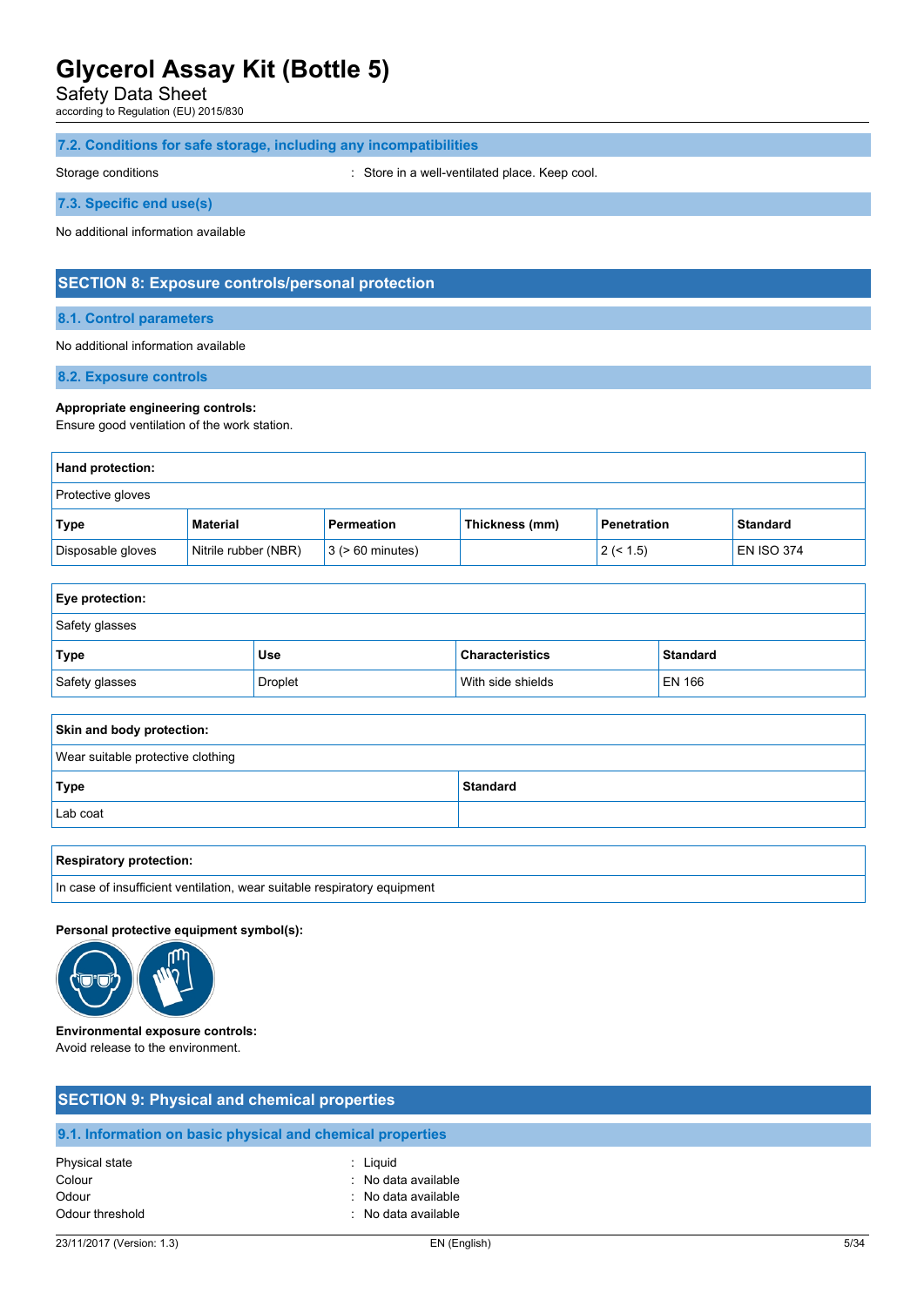### 7.2. Conditions for safe storage, including any incompatibilities

Storage conditions : Store in a well-ventilated place. Keep cool.

### 7.3. Specific end use(s)

No additional information available

## SECTION 8: Exposure controls/personal protection

### 8.1. Control parameters

No additional information available

### 8.2. Exposure controls

**Appropriate engineering controls:**
Ensure good ventilation of the work station.

**Hand protection:**

Protective gloves

| Type | Material | Permeation | Thickness (mm) | Penetration | Standard |
|---|---|---|---|---|---|
| Disposable gloves | Nitrile rubber (NBR) | 3 (> 60 minutes) | | 2 (< 1.5) | EN ISO 374 |

**Eye protection:**

Safety glasses

| Type | Use | Characteristics | Standard |
|---|---|---|---|
| Safety glasses | Droplet | With side shields | EN 166 |

**Skin and body protection:**

Wear suitable protective clothing

| Type | Standard |
|---|---|
| Lab coat | |

**Respiratory protection:**

In case of insufficient ventilation, wear suitable respiratory equipment

**Personal protective equipment symbol(s):**

**Environmental exposure controls:**
Avoid release to the environment.

## SECTION 9: Physical and chemical properties

### 9.1. Information on basic physical and chemical properties

Physical state : Liquid
Colour : No data available
Odour : No data available
Odour threshold : No data available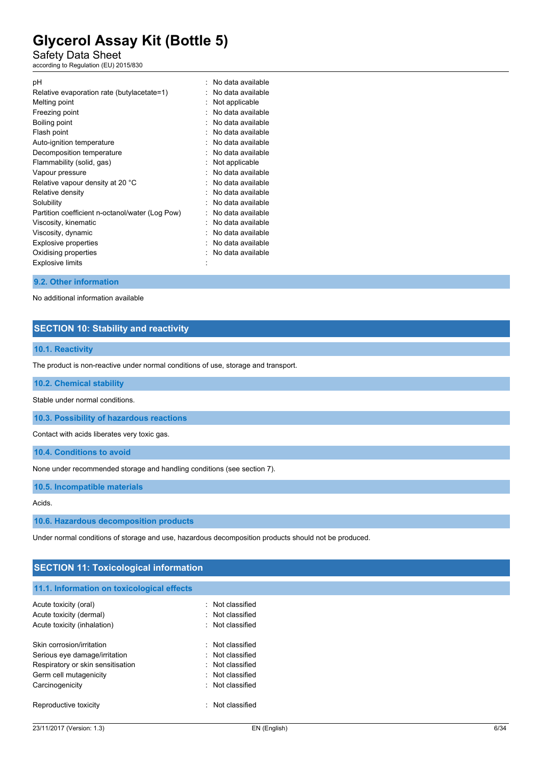| | |
|---|---|
| pH | : No data available |
| Relative evaporation rate (butylacetate=1) | : No data available |
| Melting point | : Not applicable |
| Freezing point | : No data available |
| Boiling point | : No data available |
| Flash point | : No data available |
| Auto-ignition temperature | : No data available |
| Decomposition temperature | : No data available |
| Flammability (solid, gas) | : Not applicable |
| Vapour pressure | : No data available |
| Relative vapour density at 20 °C | : No data available |
| Relative density | : No data available |
| Solubility | : No data available |
| Partition coefficient n-octanol/water (Log Pow) | : No data available |
| Viscosity, kinematic | : No data available |
| Viscosity, dynamic | : No data available |
| Explosive properties | : No data available |
| Oxidising properties | : No data available |
| Explosive limits | : |

### 9.2. Other information

No additional information available

## SECTION 10: Stability and reactivity

### 10.1. Reactivity

The product is non-reactive under normal conditions of use, storage and transport.

### 10.2. Chemical stability

Stable under normal conditions.

### 10.3. Possibility of hazardous reactions

Contact with acids liberates very toxic gas.

### 10.4. Conditions to avoid

None under recommended storage and handling conditions (see section 7).

### 10.5. Incompatible materials

Acids.

### 10.6. Hazardous decomposition products

Under normal conditions of storage and use, hazardous decomposition products should not be produced.

## SECTION 11: Toxicological information

### 11.1. Information on toxicological effects

| | |
|---|---|
| Acute toxicity (oral) | : Not classified |
| Acute toxicity (dermal) | : Not classified |
| Acute toxicity (inhalation) | : Not classified |
| Skin corrosion/irritation | : Not classified |
| Serious eye damage/irritation | : Not classified |
| Respiratory or skin sensitisation | : Not classified |
| Germ cell mutagenicity | : Not classified |
| Carcinogenicity | : Not classified |
| Reproductive toxicity | : Not classified |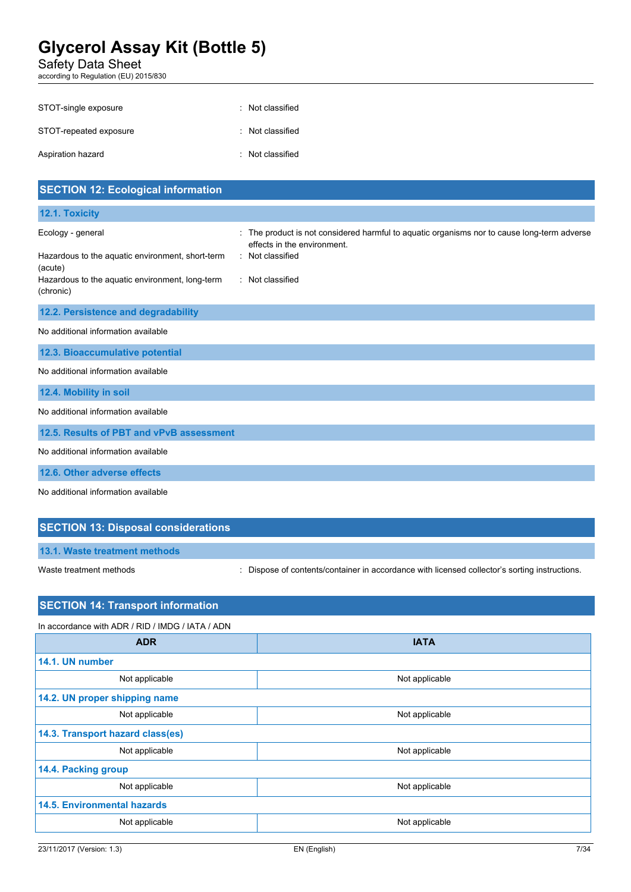STOT-single exposure : Not classified

STOT-repeated exposure : Not classified

Aspiration hazard : Not classified

## SECTION 12: Ecological information

### 12.1. Toxicity

Ecology - general : The product is not considered harmful to aquatic organisms nor to cause long-term adverse effects in the environment.

Hazardous to the aquatic environment, short-term (acute) : Not classified

Hazardous to the aquatic environment, long-term (chronic) : Not classified

### 12.2. Persistence and degradability

No additional information available

### 12.3. Bioaccumulative potential

No additional information available

### 12.4. Mobility in soil

No additional information available

### 12.5. Results of PBT and vPvB assessment

No additional information available

### 12.6. Other adverse effects

No additional information available

## SECTION 13: Disposal considerations

### 13.1. Waste treatment methods

Waste treatment methods : Dispose of contents/container in accordance with licensed collector's sorting instructions.

## SECTION 14: Transport information

In accordance with ADR / RID / IMDG / IATA / ADN

| ADR | IATA |
|---|---|
| **14.1. UN number** | |
| Not applicable | Not applicable |
| **14.2. UN proper shipping name** | |
| Not applicable | Not applicable |
| **14.3. Transport hazard class(es)** | |
| Not applicable | Not applicable |
| **14.4. Packing group** | |
| Not applicable | Not applicable |
| **14.5. Environmental hazards** | |
| Not applicable | Not applicable |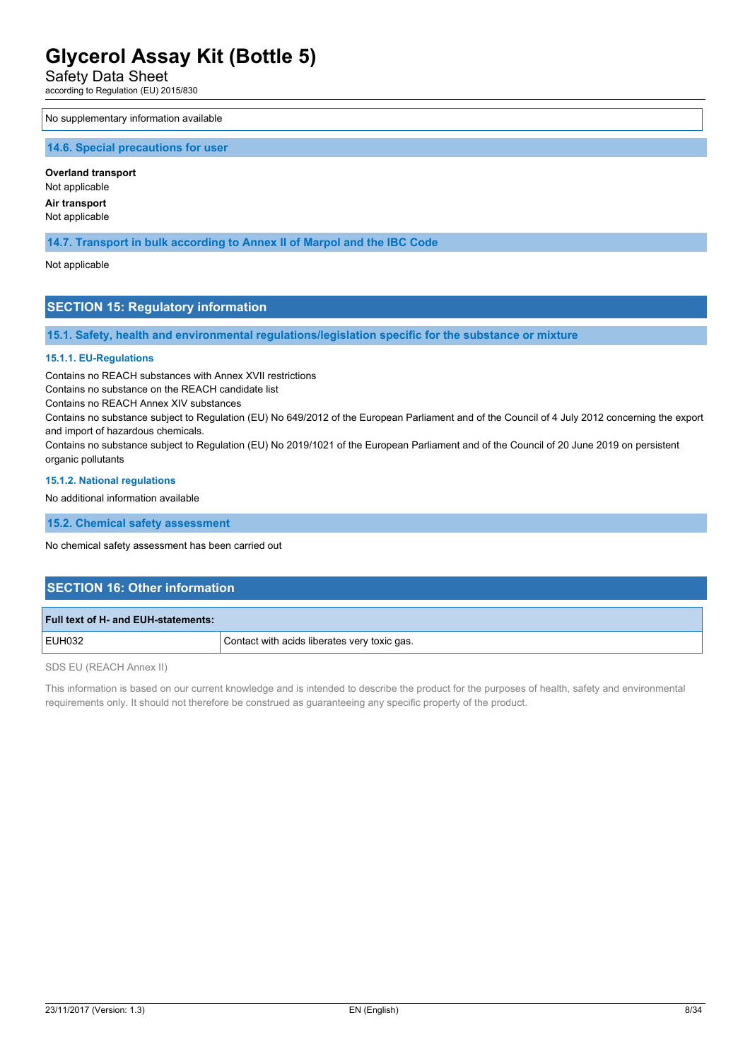No supplementary information available

### 14.6. Special precautions for user

**Overland transport**
Not applicable

**Air transport**
Not applicable

### 14.7. Transport in bulk according to Annex II of Marpol and the IBC Code

Not applicable

## SECTION 15: Regulatory information

### 15.1. Safety, health and environmental regulations/legislation specific for the substance or mixture

#### 15.1.1. EU-Regulations

Contains no REACH substances with Annex XVII restrictions
Contains no substance on the REACH candidate list
Contains no REACH Annex XIV substances
Contains no substance subject to Regulation (EU) No 649/2012 of the European Parliament and of the Council of 4 July 2012 concerning the export and import of hazardous chemicals.
Contains no substance subject to Regulation (EU) No 2019/1021 of the European Parliament and of the Council of 20 June 2019 on persistent organic pollutants

#### 15.1.2. National regulations

No additional information available

### 15.2. Chemical safety assessment

No chemical safety assessment has been carried out

## SECTION 16: Other information

| Full text of H- and EUH-statements: | |
|---|---|
| EUH032 | Contact with acids liberates very toxic gas. |

SDS EU (REACH Annex II)

This information is based on our current knowledge and is intended to describe the product for the purposes of health, safety and environmental requirements only. It should not therefore be construed as guaranteeing any specific property of the product.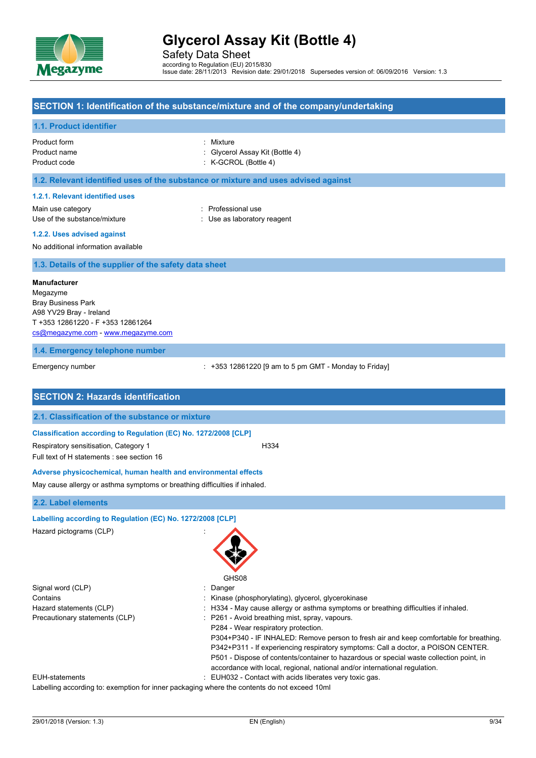# Glycerol Assay Kit (Bottle 4)

Safety Data Sheet

according to Regulation (EU) 2015/830

Issue date: 28/11/2013 Revision date: 29/01/2018 Supersedes version of: 06/09/2016 Version: 1.3

## SECTION 1: Identification of the substance/mixture and of the company/undertaking

### 1.1. Product identifier

| | |
|---|---|
| Product form | : Mixture |
| Product name | : Glycerol Assay Kit (Bottle 4) |
| Product code | : K-GCROL (Bottle 4) |

### 1.2. Relevant identified uses of the substance or mixture and uses advised against

#### 1.2.1. Relevant identified uses

| | |
|---|---|
| Main use category | : Professional use |
| Use of the substance/mixture | : Use as laboratory reagent |

#### 1.2.2. Uses advised against

No additional information available

### 1.3. Details of the supplier of the safety data sheet

**Manufacturer**
Megazyme
Bray Business Park
A98 YV29 Bray - Ireland
T +353 12861220 - F +353 12861264
cs@megazyme.com - www.megazyme.com

### 1.4. Emergency telephone number

Emergency number : +353 12861220 [9 am to 5 pm GMT - Monday to Friday]

## SECTION 2: Hazards identification

### 2.1. Classification of the substance or mixture

**Classification according to Regulation (EC) No. 1272/2008 [CLP]**

Respiratory sensitisation, Category 1 H334

Full text of H statements : see section 16

**Adverse physicochemical, human health and environmental effects**

May cause allergy or asthma symptoms or breathing difficulties if inhaled.

### 2.2. Label elements

**Labelling according to Regulation (EC) No. 1272/2008 [CLP]**

Hazard pictograms (CLP) :

GHS08

| | |
|---|---|
| Signal word (CLP) | : Danger |
| Contains | : Kinase (phosphorylating), glycerol, glycerokinase |
| Hazard statements (CLP) | : H334 - May cause allergy or asthma symptoms or breathing difficulties if inhaled. |
| Precautionary statements (CLP) | : P261 - Avoid breathing mist, spray, vapours.<br>P284 - Wear respiratory protection.<br>P304+P340 - IF INHALED: Remove person to fresh air and keep comfortable for breathing.<br>P342+P311 - If experiencing respiratory symptoms: Call a doctor, a POISON CENTER.<br>P501 - Dispose of contents/container to hazardous or special waste collection point, in accordance with local, regional, national and/or international regulation. |
| EUH-statements | : EUH032 - Contact with acids liberates very toxic gas. |

Labelling according to: exemption for inner packaging where the contents do not exceed 10ml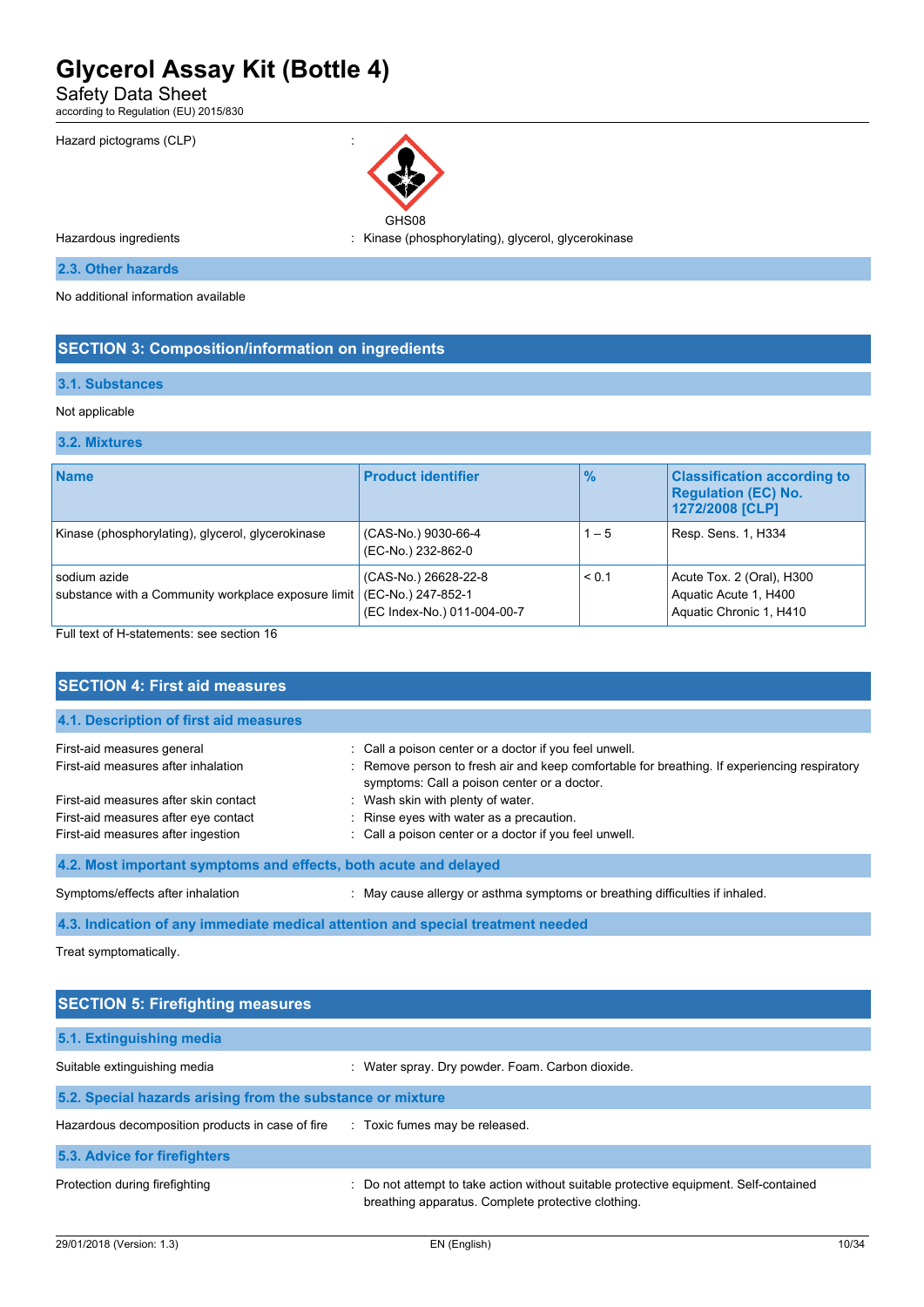Hazard pictograms (CLP) :

GHS08

Hazardous ingredients : Kinase (phosphorylating), glycerol, glycerokinase

### 2.3. Other hazards

No additional information available

## SECTION 3: Composition/information on ingredients

### 3.1. Substances

Not applicable

### 3.2. Mixtures

| Name | Product identifier | % | Classification according to Regulation (EC) No. 1272/2008 [CLP] |
|---|---|---|---|
| Kinase (phosphorylating), glycerol, glycerokinase | (CAS-No.) 9030-66-4<br>(EC-No.) 232-862-0 | 1 – 5 | Resp. Sens. 1, H334 |
| sodium azide<br>substance with a Community workplace exposure limit | (CAS-No.) 26628-22-8<br>(EC-No.) 247-852-1<br>(EC Index-No.) 011-004-00-7 | < 0.1 | Acute Tox. 2 (Oral), H300<br>Aquatic Acute 1, H400<br>Aquatic Chronic 1, H410 |

Full text of H-statements: see section 16

## SECTION 4: First aid measures

### 4.1. Description of first aid measures

First-aid measures general : Call a poison center or a doctor if you feel unwell.

First-aid measures after inhalation : Remove person to fresh air and keep comfortable for breathing. If experiencing respiratory symptoms: Call a poison center or a doctor.

First-aid measures after skin contact : Wash skin with plenty of water.

First-aid measures after eye contact : Rinse eyes with water as a precaution.

First-aid measures after ingestion : Call a poison center or a doctor if you feel unwell.

### 4.2. Most important symptoms and effects, both acute and delayed

Symptoms/effects after inhalation : May cause allergy or asthma symptoms or breathing difficulties if inhaled.

### 4.3. Indication of any immediate medical attention and special treatment needed

Treat symptomatically.

## SECTION 5: Firefighting measures

### 5.1. Extinguishing media

Suitable extinguishing media : Water spray. Dry powder. Foam. Carbon dioxide.

### 5.2. Special hazards arising from the substance or mixture

Hazardous decomposition products in case of fire : Toxic fumes may be released.

### 5.3. Advice for firefighters

Protection during firefighting : Do not attempt to take action without suitable protective equipment. Self-contained breathing apparatus. Complete protective clothing.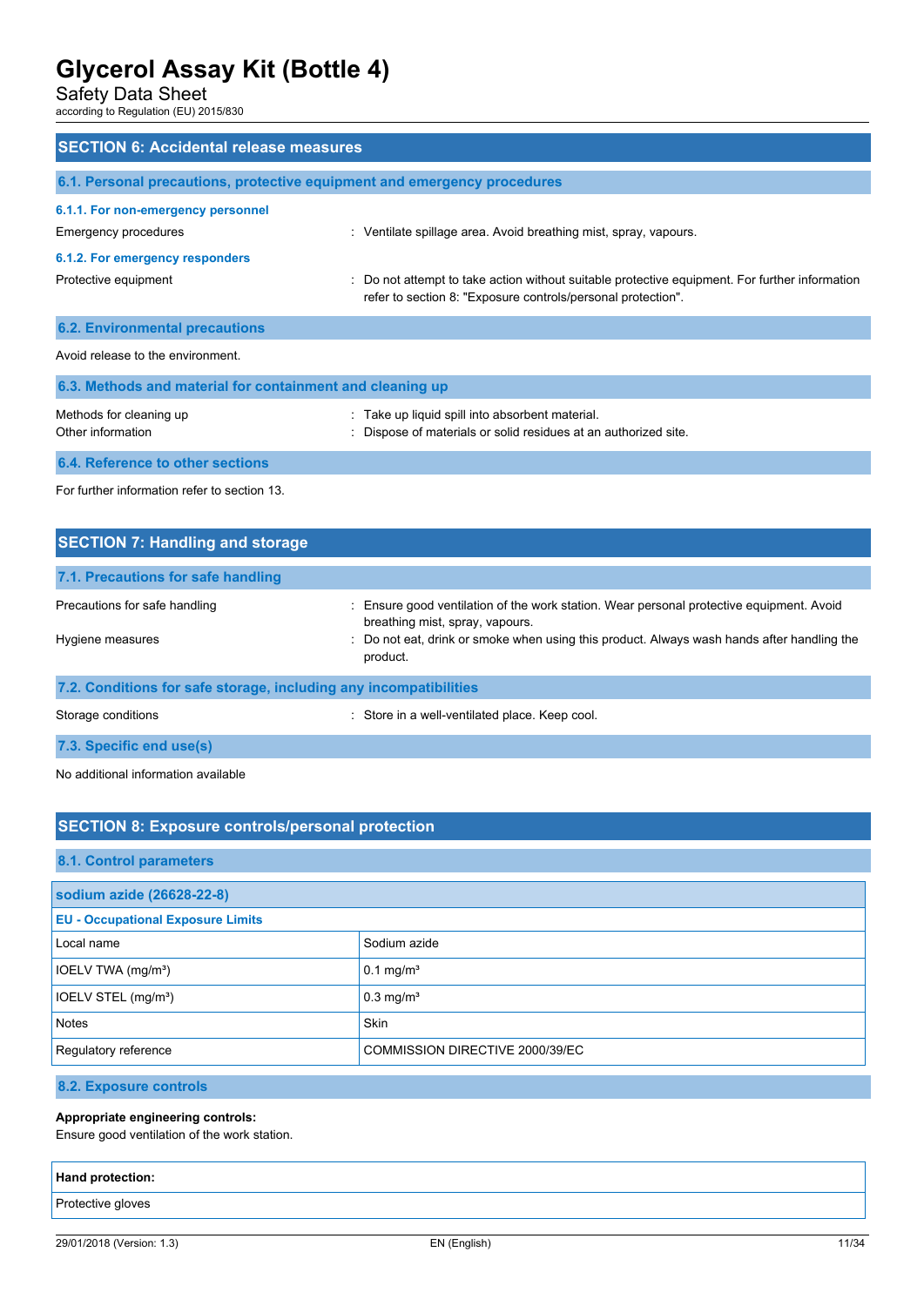## SECTION 6: Accidental release measures

### 6.1. Personal precautions, protective equipment and emergency procedures

#### 6.1.1. For non-emergency personnel

Emergency procedures : Ventilate spillage area. Avoid breathing mist, spray, vapours.

#### 6.1.2. For emergency responders

Protective equipment : Do not attempt to take action without suitable protective equipment. For further information refer to section 8: "Exposure controls/personal protection".

### 6.2. Environmental precautions

Avoid release to the environment.

### 6.3. Methods and material for containment and cleaning up

Methods for cleaning up : Take up liquid spill into absorbent material.

Other information : Dispose of materials or solid residues at an authorized site.

### 6.4. Reference to other sections

For further information refer to section 13.

## SECTION 7: Handling and storage

### 7.1. Precautions for safe handling

Precautions for safe handling : Ensure good ventilation of the work station. Wear personal protective equipment. Avoid breathing mist, spray, vapours.

Hygiene measures : Do not eat, drink or smoke when using this product. Always wash hands after handling the product.

### 7.2. Conditions for safe storage, including any incompatibilities

Storage conditions : Store in a well-ventilated place. Keep cool.

### 7.3. Specific end use(s)

No additional information available

## SECTION 8: Exposure controls/personal protection

### 8.1. Control parameters

| sodium azide (26628-22-8) | |
|---|---|
| **EU - Occupational Exposure Limits** | |
| Local name | Sodium azide |
| IOELV TWA (mg/m³) | 0.1 mg/m³ |
| IOELV STEL (mg/m³) | 0.3 mg/m³ |
| Notes | Skin |
| Regulatory reference | COMMISSION DIRECTIVE 2000/39/EC |

### 8.2. Exposure controls

**Appropriate engineering controls:**

Ensure good ventilation of the work station.

| Hand protection: |
|---|
| Protective gloves |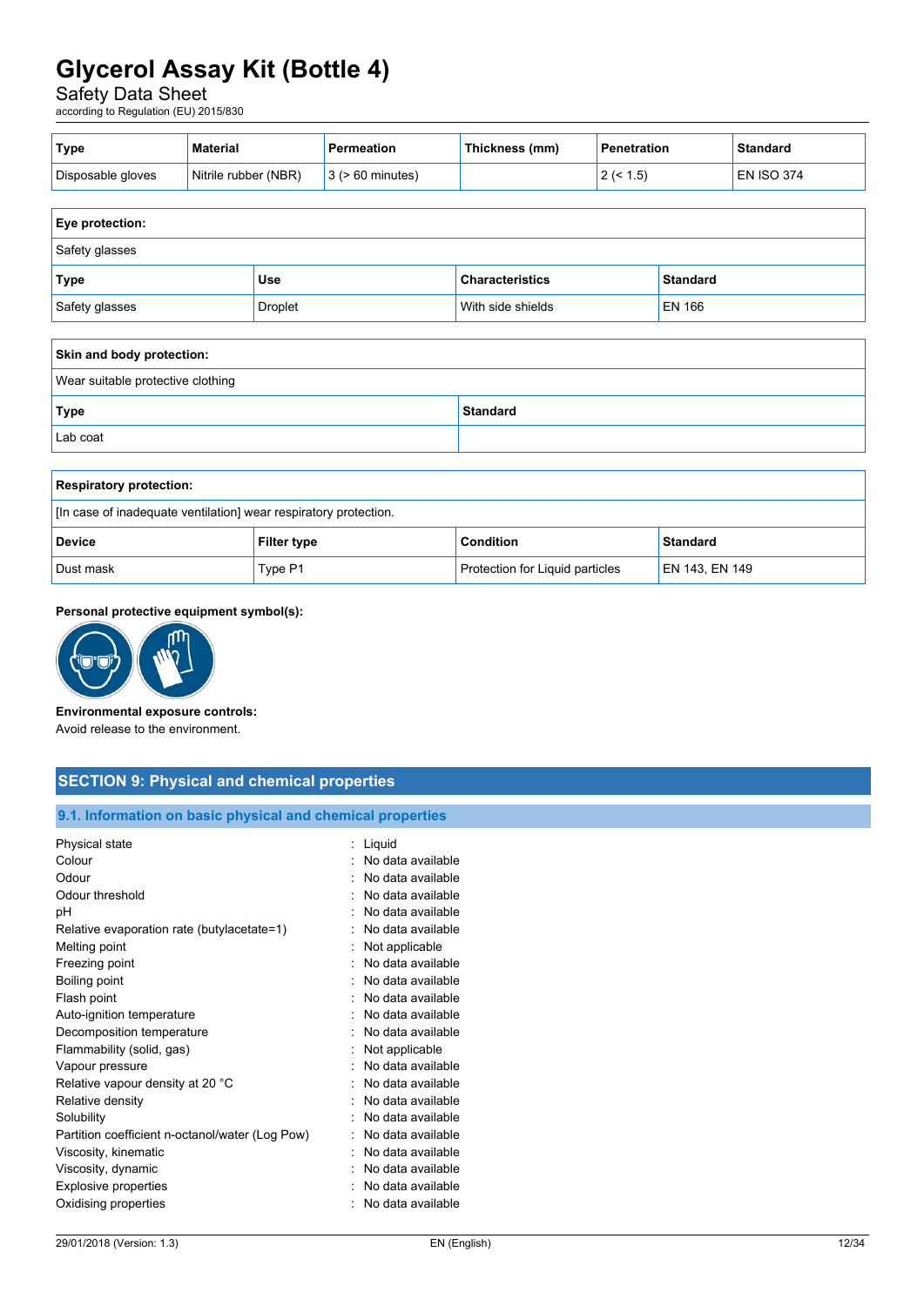| Type | Material | Permeation | Thickness (mm) | Penetration | Standard |
|---|---|---|---|---|---|
| Disposable gloves | Nitrile rubber (NBR) | 3 (> 60 minutes) | | 2 (< 1.5) | EN ISO 374 |

| Eye protection: | | | |
|---|---|---|---|
| Safety glasses | | | |
| **Type** | **Use** | **Characteristics** | **Standard** |
| Safety glasses | Droplet | With side shields | EN 166 |

| Skin and body protection: | |
|---|---|
| Wear suitable protective clothing | |
| **Type** | **Standard** |
| Lab coat | |

| Respiratory protection: | | | |
|---|---|---|---|
| [In case of inadequate ventilation] wear respiratory protection. | | | |
| **Device** | **Filter type** | **Condition** | **Standard** |
| Dust mask | Type P1 | Protection for Liquid particles | EN 143, EN 149 |

**Personal protective equipment symbol(s):**

**Environmental exposure controls:**
Avoid release to the environment.

## SECTION 9: Physical and chemical properties

### 9.1. Information on basic physical and chemical properties

| | |
|---|---|
| Physical state | : Liquid |
| Colour | : No data available |
| Odour | : No data available |
| Odour threshold | : No data available |
| pH | : No data available |
| Relative evaporation rate (butylacetate=1) | : No data available |
| Melting point | : Not applicable |
| Freezing point | : No data available |
| Boiling point | : No data available |
| Flash point | : No data available |
| Auto-ignition temperature | : No data available |
| Decomposition temperature | : No data available |
| Flammability (solid, gas) | : Not applicable |
| Vapour pressure | : No data available |
| Relative vapour density at 20 °C | : No data available |
| Relative density | : No data available |
| Solubility | : No data available |
| Partition coefficient n-octanol/water (Log Pow) | : No data available |
| Viscosity, kinematic | : No data available |
| Viscosity, dynamic | : No data available |
| Explosive properties | : No data available |
| Oxidising properties | : No data available |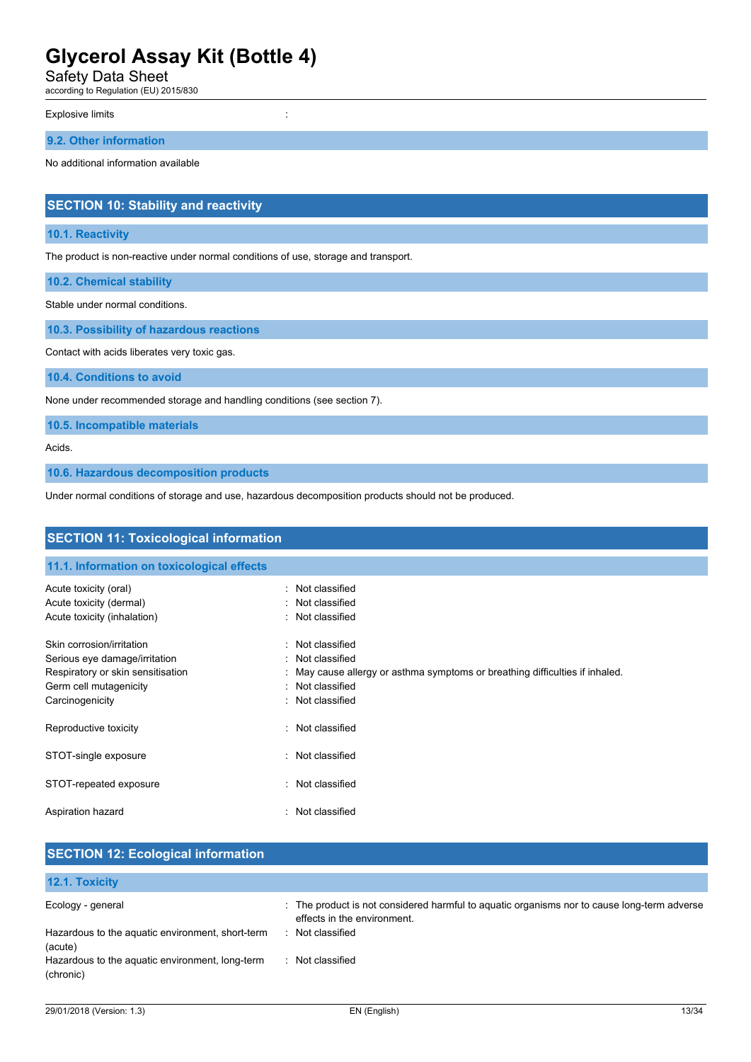Explosive limits :

### 9.2. Other information

No additional information available

## SECTION 10: Stability and reactivity

### 10.1. Reactivity

The product is non-reactive under normal conditions of use, storage and transport.

### 10.2. Chemical stability

Stable under normal conditions.

### 10.3. Possibility of hazardous reactions

Contact with acids liberates very toxic gas.

### 10.4. Conditions to avoid

None under recommended storage and handling conditions (see section 7).

### 10.5. Incompatible materials

Acids.

### 10.6. Hazardous decomposition products

Under normal conditions of storage and use, hazardous decomposition products should not be produced.

## SECTION 11: Toxicological information

### 11.1. Information on toxicological effects

| | |
|---|---|
| Acute toxicity (oral) | : Not classified |
| Acute toxicity (dermal) | : Not classified |
| Acute toxicity (inhalation) | : Not classified |
| Skin corrosion/irritation | : Not classified |
| Serious eye damage/irritation | : Not classified |
| Respiratory or skin sensitisation | : May cause allergy or asthma symptoms or breathing difficulties if inhaled. |
| Germ cell mutagenicity | : Not classified |
| Carcinogenicity | : Not classified |
| Reproductive toxicity | : Not classified |
| STOT-single exposure | : Not classified |
| STOT-repeated exposure | : Not classified |
| Aspiration hazard | : Not classified |

## SECTION 12: Ecological information

### 12.1. Toxicity

| | |
|---|---|
| Ecology - general | : The product is not considered harmful to aquatic organisms nor to cause long-term adverse effects in the environment. |
| Hazardous to the aquatic environment, short-term (acute) | : Not classified |
| Hazardous to the aquatic environment, long-term (chronic) | : Not classified |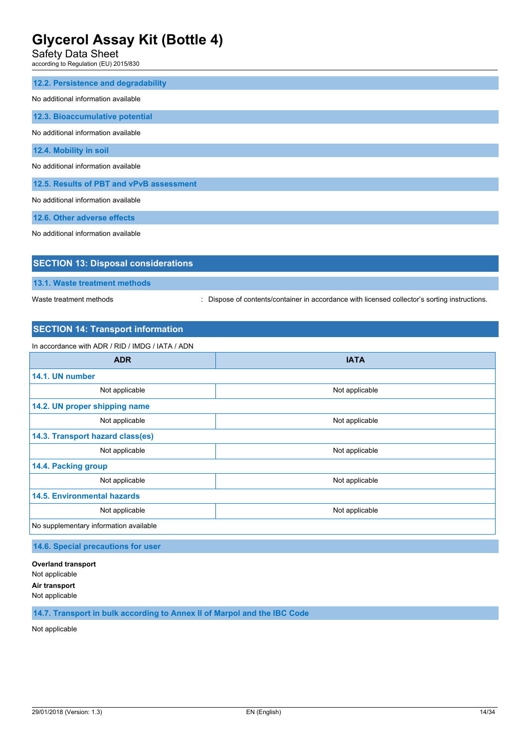### 12.2. Persistence and degradability

No additional information available

### 12.3. Bioaccumulative potential

No additional information available

### 12.4. Mobility in soil

No additional information available

### 12.5. Results of PBT and vPvB assessment

No additional information available

### 12.6. Other adverse effects

No additional information available

## SECTION 13: Disposal considerations

### 13.1. Waste treatment methods

Waste treatment methods : Dispose of contents/container in accordance with licensed collector's sorting instructions.

## SECTION 14: Transport information

In accordance with ADR / RID / IMDG / IATA / ADN

| ADR | IATA |
|---|---|
| **14.1. UN number** | |
| Not applicable | Not applicable |
| **14.2. UN proper shipping name** | |
| Not applicable | Not applicable |
| **14.3. Transport hazard class(es)** | |
| Not applicable | Not applicable |
| **14.4. Packing group** | |
| Not applicable | Not applicable |
| **14.5. Environmental hazards** | |
| Not applicable | Not applicable |
| No supplementary information available | |

### 14.6. Special precautions for user

**Overland transport**
Not applicable
**Air transport**
Not applicable

### 14.7. Transport in bulk according to Annex II of Marpol and the IBC Code

Not applicable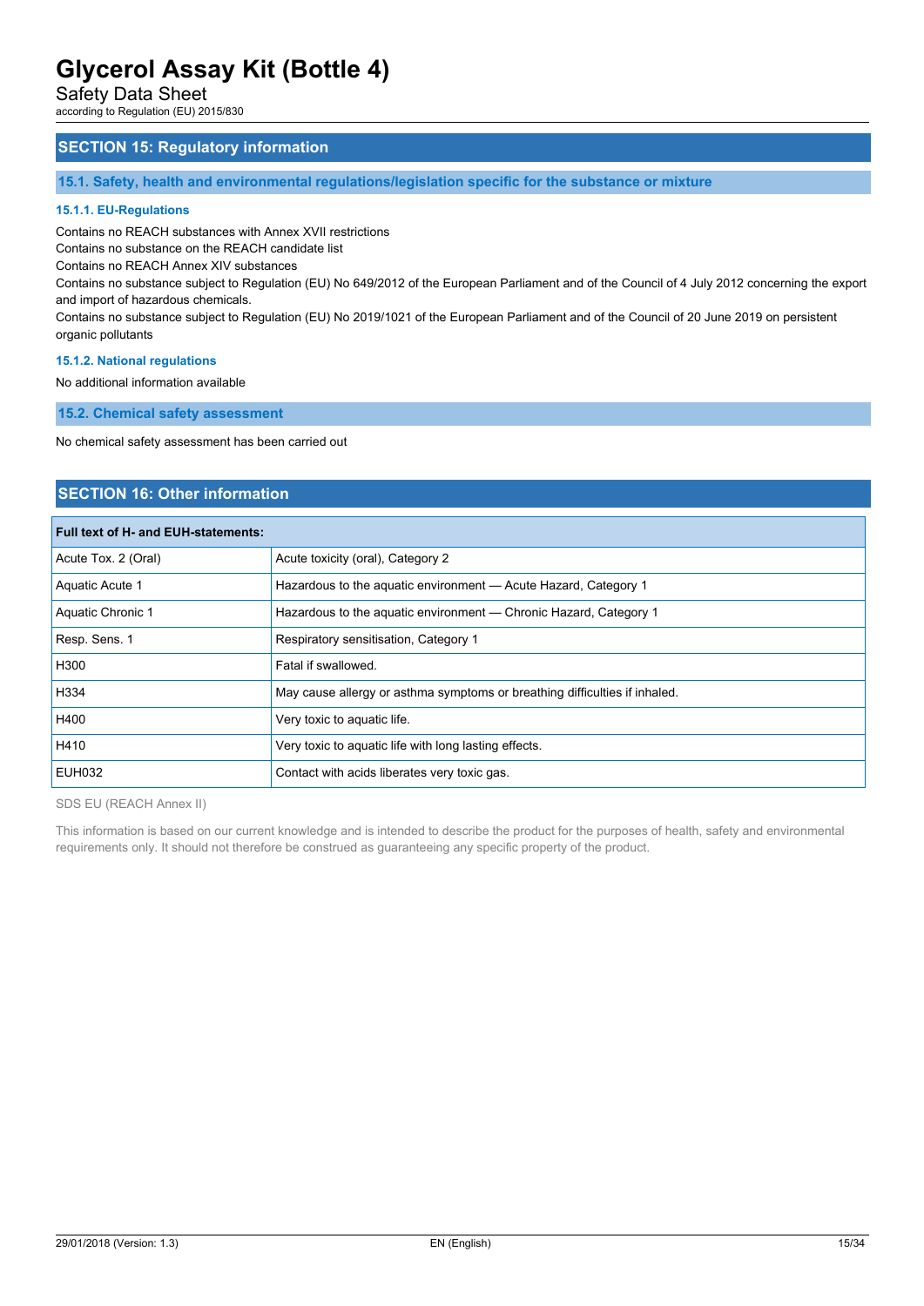## SECTION 15: Regulatory information

### 15.1. Safety, health and environmental regulations/legislation specific for the substance or mixture

#### 15.1.1. EU-Regulations

Contains no REACH substances with Annex XVII restrictions
Contains no substance on the REACH candidate list
Contains no REACH Annex XIV substances
Contains no substance subject to Regulation (EU) No 649/2012 of the European Parliament and of the Council of 4 July 2012 concerning the export and import of hazardous chemicals.
Contains no substance subject to Regulation (EU) No 2019/1021 of the European Parliament and of the Council of 20 June 2019 on persistent organic pollutants

#### 15.1.2. National regulations

No additional information available

### 15.2. Chemical safety assessment

No chemical safety assessment has been carried out

## SECTION 16: Other information

| Full text of H- and EUH-statements: | |
|---|---|
| Acute Tox. 2 (Oral) | Acute toxicity (oral), Category 2 |
| Aquatic Acute 1 | Hazardous to the aquatic environment — Acute Hazard, Category 1 |
| Aquatic Chronic 1 | Hazardous to the aquatic environment — Chronic Hazard, Category 1 |
| Resp. Sens. 1 | Respiratory sensitisation, Category 1 |
| H300 | Fatal if swallowed. |
| H334 | May cause allergy or asthma symptoms or breathing difficulties if inhaled. |
| H400 | Very toxic to aquatic life. |
| H410 | Very toxic to aquatic life with long lasting effects. |
| EUH032 | Contact with acids liberates very toxic gas. |

SDS EU (REACH Annex II)

This information is based on our current knowledge and is intended to describe the product for the purposes of health, safety and environmental requirements only. It should not therefore be construed as guaranteeing any specific property of the product.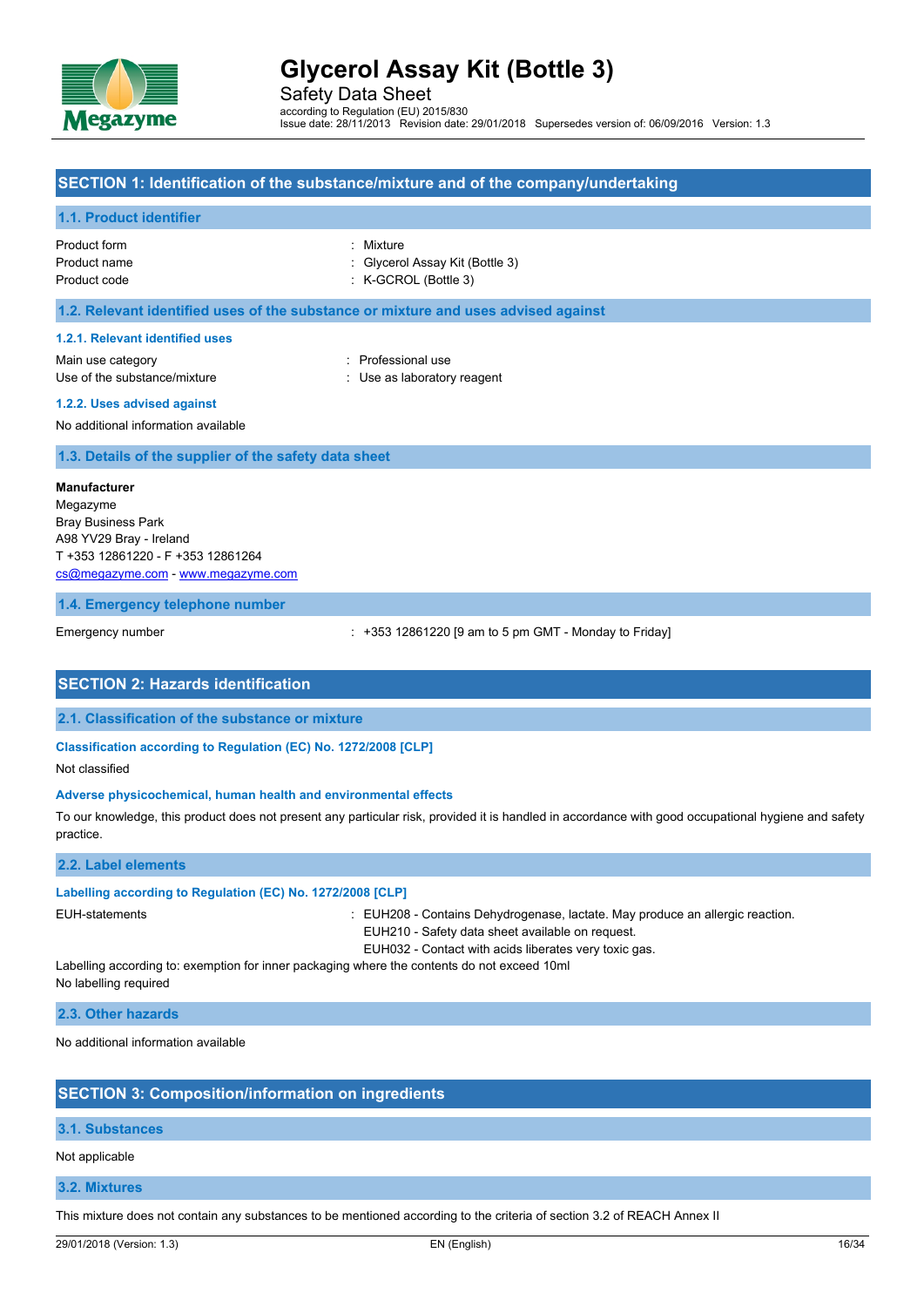# Glycerol Assay Kit (Bottle 3)

Safety Data Sheet

according to Regulation (EU) 2015/830

Issue date: 28/11/2013 Revision date: 29/01/2018 Supersedes version of: 06/09/2016 Version: 1.3

## SECTION 1: Identification of the substance/mixture and of the company/undertaking

### 1.1. Product identifier

| | |
|---|---|
| Product form | : Mixture |
| Product name | : Glycerol Assay Kit (Bottle 3) |
| Product code | : K-GCROL (Bottle 3) |

### 1.2. Relevant identified uses of the substance or mixture and uses advised against

#### 1.2.1. Relevant identified uses

| | |
|---|---|
| Main use category | : Professional use |
| Use of the substance/mixture | : Use as laboratory reagent |

#### 1.2.2. Uses advised against

No additional information available

### 1.3. Details of the supplier of the safety data sheet

**Manufacturer**
Megazyme
Bray Business Park
A98 YV29 Bray - Ireland
T +353 12861220 - F +353 12861264
cs@megazyme.com - www.megazyme.com

### 1.4. Emergency telephone number

| | |
|---|---|
| Emergency number | : +353 12861220 [9 am to 5 pm GMT - Monday to Friday] |

## SECTION 2: Hazards identification

### 2.1. Classification of the substance or mixture

#### Classification according to Regulation (EC) No. 1272/2008 [CLP]

Not classified

#### Adverse physicochemical, human health and environmental effects

To our knowledge, this product does not present any particular risk, provided it is handled in accordance with good occupational hygiene and safety practice.

### 2.2. Label elements

#### Labelling according to Regulation (EC) No. 1272/2008 [CLP]

EUH-statements : EUH208 - Contains Dehydrogenase, lactate. May produce an allergic reaction.
EUH210 - Safety data sheet available on request.
EUH032 - Contact with acids liberates very toxic gas.

Labelling according to: exemption for inner packaging where the contents do not exceed 10ml

No labelling required

### 2.3. Other hazards

No additional information available

## SECTION 3: Composition/information on ingredients

### 3.1. Substances

Not applicable

### 3.2. Mixtures

This mixture does not contain any substances to be mentioned according to the criteria of section 3.2 of REACH Annex II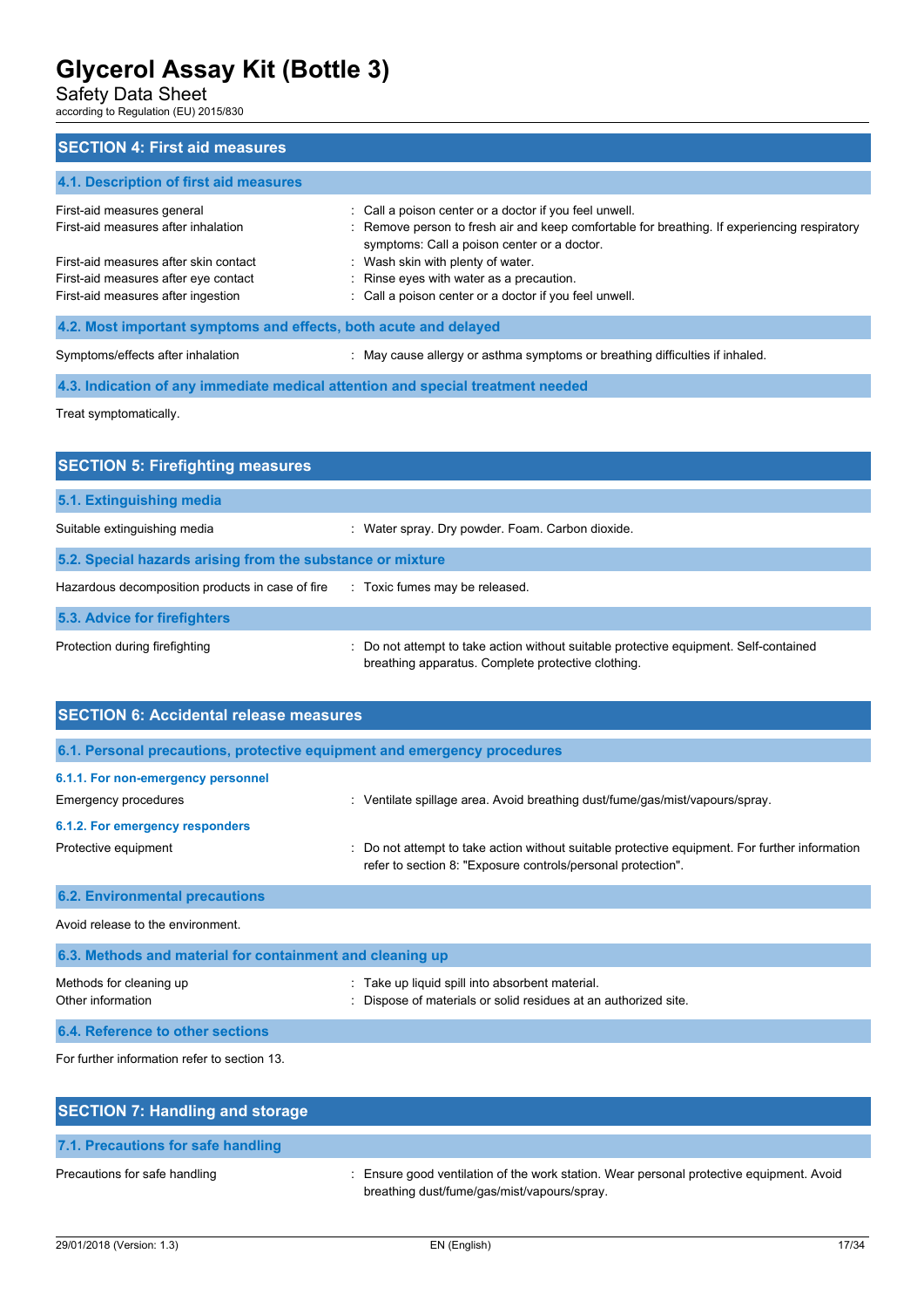## SECTION 4: First aid measures

### 4.1. Description of first aid measures

| | |
|---|---|
| First-aid measures general | : Call a poison center or a doctor if you feel unwell. |
| First-aid measures after inhalation | : Remove person to fresh air and keep comfortable for breathing. If experiencing respiratory symptoms: Call a poison center or a doctor. |
| First-aid measures after skin contact | : Wash skin with plenty of water. |
| First-aid measures after eye contact | : Rinse eyes with water as a precaution. |
| First-aid measures after ingestion | : Call a poison center or a doctor if you feel unwell. |

### 4.2. Most important symptoms and effects, both acute and delayed

| | |
|---|---|
| Symptoms/effects after inhalation | : May cause allergy or asthma symptoms or breathing difficulties if inhaled. |

### 4.3. Indication of any immediate medical attention and special treatment needed

Treat symptomatically.

## SECTION 5: Firefighting measures

### 5.1. Extinguishing media

| | |
|---|---|
| Suitable extinguishing media | : Water spray. Dry powder. Foam. Carbon dioxide. |

### 5.2. Special hazards arising from the substance or mixture

| | |
|---|---|
| Hazardous decomposition products in case of fire | : Toxic fumes may be released. |

### 5.3. Advice for firefighters

| | |
|---|---|
| Protection during firefighting | : Do not attempt to take action without suitable protective equipment. Self-contained breathing apparatus. Complete protective clothing. |

## SECTION 6: Accidental release measures

### 6.1. Personal precautions, protective equipment and emergency procedures

#### 6.1.1. For non-emergency personnel

| | |
|---|---|
| Emergency procedures | : Ventilate spillage area. Avoid breathing dust/fume/gas/mist/vapours/spray. |

#### 6.1.2. For emergency responders

| | |
|---|---|
| Protective equipment | : Do not attempt to take action without suitable protective equipment. For further information refer to section 8: "Exposure controls/personal protection". |

### 6.2. Environmental precautions

Avoid release to the environment.

### 6.3. Methods and material for containment and cleaning up

| | |
|---|---|
| Methods for cleaning up | : Take up liquid spill into absorbent material. |
| Other information | : Dispose of materials or solid residues at an authorized site. |

### 6.4. Reference to other sections

For further information refer to section 13.

## SECTION 7: Handling and storage

### 7.1. Precautions for safe handling

| | |
|---|---|
| Precautions for safe handling | : Ensure good ventilation of the work station. Wear personal protective equipment. Avoid breathing dust/fume/gas/mist/vapours/spray. |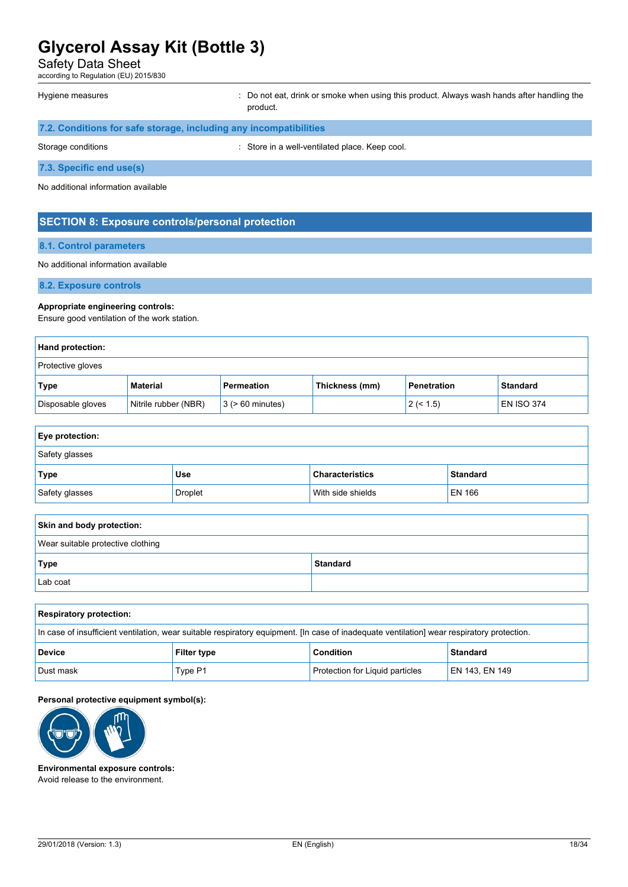Hygiene measures : Do not eat, drink or smoke when using this product. Always wash hands after handling the product.

### 7.2. Conditions for safe storage, including any incompatibilities

Storage conditions : Store in a well-ventilated place. Keep cool.

### 7.3. Specific end use(s)

No additional information available

## SECTION 8: Exposure controls/personal protection

### 8.1. Control parameters

No additional information available

### 8.2. Exposure controls

**Appropriate engineering controls:**
Ensure good ventilation of the work station.

**Hand protection:**

Protective gloves

| Type | Material | Permeation | Thickness (mm) | Penetration | Standard |
|---|---|---|---|---|---|
| Disposable gloves | Nitrile rubber (NBR) | 3 (> 60 minutes) | | 2 (< 1.5) | EN ISO 374 |

**Eye protection:**

Safety glasses

| Type | Use | Characteristics | Standard |
|---|---|---|---|
| Safety glasses | Droplet | With side shields | EN 166 |

**Skin and body protection:**

Wear suitable protective clothing

| Type | Standard |
|---|---|
| Lab coat | |

**Respiratory protection:**

In case of insufficient ventilation, wear suitable respiratory equipment. [In case of inadequate ventilation] wear respiratory protection.

| Device | Filter type | Condition | Standard |
|---|---|---|---|
| Dust mask | Type P1 | Protection for Liquid particles | EN 143, EN 149 |

**Personal protective equipment symbol(s):**

**Environmental exposure controls:**
Avoid release to the environment.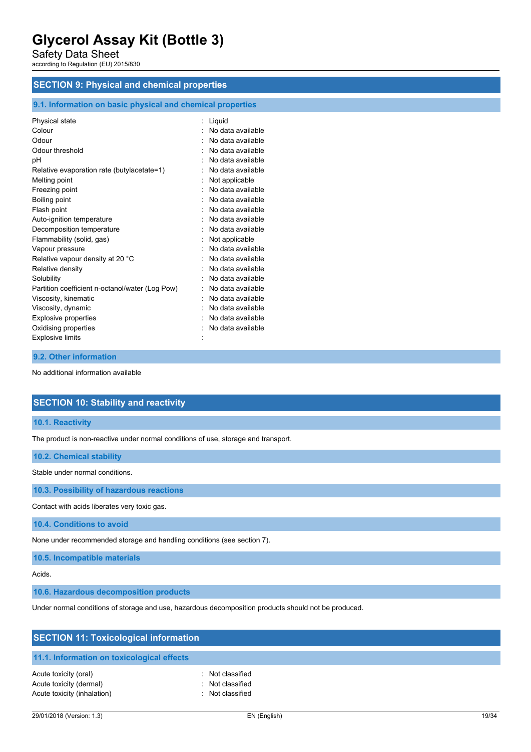## SECTION 9: Physical and chemical properties

### 9.1. Information on basic physical and chemical properties

| | |
|---|---|
| Physical state | : Liquid |
| Colour | : No data available |
| Odour | : No data available |
| Odour threshold | : No data available |
| pH | : No data available |
| Relative evaporation rate (butylacetate=1) | : No data available |
| Melting point | : Not applicable |
| Freezing point | : No data available |
| Boiling point | : No data available |
| Flash point | : No data available |
| Auto-ignition temperature | : No data available |
| Decomposition temperature | : No data available |
| Flammability (solid, gas) | : Not applicable |
| Vapour pressure | : No data available |
| Relative vapour density at 20 °C | : No data available |
| Relative density | : No data available |
| Solubility | : No data available |
| Partition coefficient n-octanol/water (Log Pow) | : No data available |
| Viscosity, kinematic | : No data available |
| Viscosity, dynamic | : No data available |
| Explosive properties | : No data available |
| Oxidising properties | : No data available |
| Explosive limits | : |

### 9.2. Other information

No additional information available

## SECTION 10: Stability and reactivity

### 10.1. Reactivity

The product is non-reactive under normal conditions of use, storage and transport.

### 10.2. Chemical stability

Stable under normal conditions.

### 10.3. Possibility of hazardous reactions

Contact with acids liberates very toxic gas.

### 10.4. Conditions to avoid

None under recommended storage and handling conditions (see section 7).

### 10.5. Incompatible materials

Acids.

### 10.6. Hazardous decomposition products

Under normal conditions of storage and use, hazardous decomposition products should not be produced.

## SECTION 11: Toxicological information

### 11.1. Information on toxicological effects

| | |
|---|---|
| Acute toxicity (oral) | : Not classified |
| Acute toxicity (dermal) | : Not classified |
| Acute toxicity (inhalation) | : Not classified |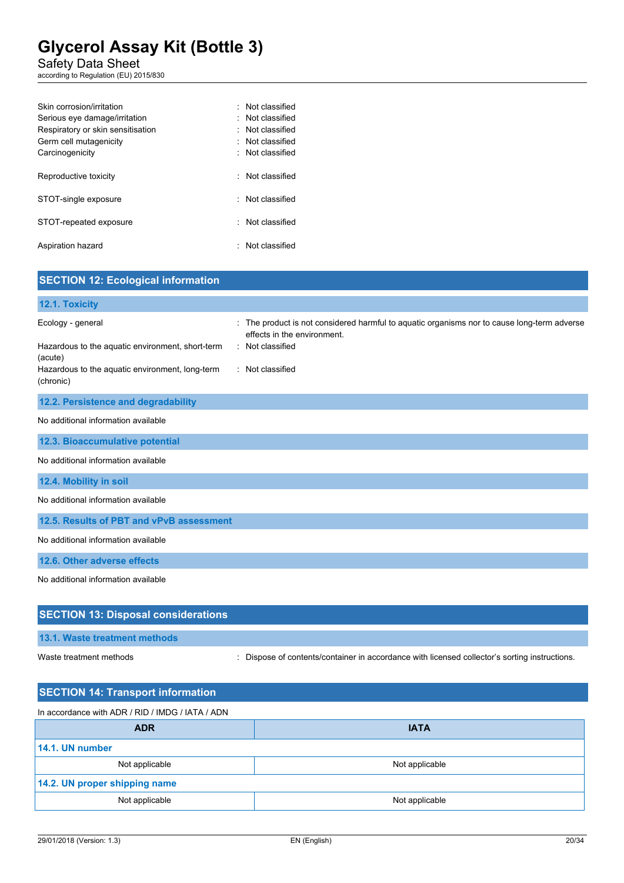Skin corrosion/irritation : Not classified
Serious eye damage/irritation : Not classified
Respiratory or skin sensitisation : Not classified
Germ cell mutagenicity : Not classified
Carcinogenicity : Not classified

Reproductive toxicity : Not classified

STOT-single exposure : Not classified

STOT-repeated exposure : Not classified

Aspiration hazard : Not classified

## SECTION 12: Ecological information

### 12.1. Toxicity

Ecology - general : The product is not considered harmful to aquatic organisms nor to cause long-term adverse effects in the environment.

Hazardous to the aquatic environment, short-term (acute) : Not classified

Hazardous to the aquatic environment, long-term (chronic) : Not classified

### 12.2. Persistence and degradability

No additional information available

### 12.3. Bioaccumulative potential

No additional information available

### 12.4. Mobility in soil

No additional information available

### 12.5. Results of PBT and vPvB assessment

No additional information available

### 12.6. Other adverse effects

No additional information available

## SECTION 13: Disposal considerations

### 13.1. Waste treatment methods

Waste treatment methods : Dispose of contents/container in accordance with licensed collector's sorting instructions.

## SECTION 14: Transport information

In accordance with ADR / RID / IMDG / IATA / ADN

| ADR | IATA |
|---|---|
| **14.1. UN number** | |
| Not applicable | Not applicable |
| **14.2. UN proper shipping name** | |
| Not applicable | Not applicable |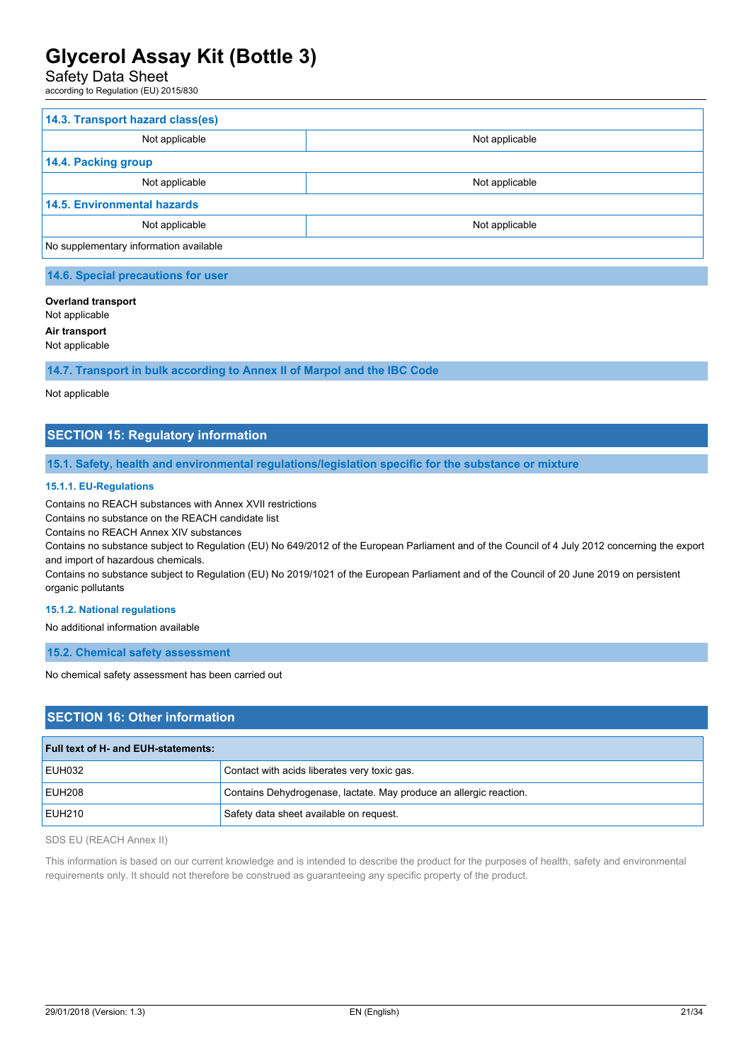| 14.3. Transport hazard class(es) | |
|---|---|
| Not applicable | Not applicable |
| **14.4. Packing group** | |
| Not applicable | Not applicable |
| **14.5. Environmental hazards** | |
| Not applicable | Not applicable |
| No supplementary information available | |

### 14.6. Special precautions for user

**Overland transport**
Not applicable

**Air transport**
Not applicable

### 14.7. Transport in bulk according to Annex II of Marpol and the IBC Code

Not applicable

## SECTION 15: Regulatory information

### 15.1. Safety, health and environmental regulations/legislation specific for the substance or mixture

#### 15.1.1. EU-Regulations

Contains no REACH substances with Annex XVII restrictions
Contains no substance on the REACH candidate list
Contains no REACH Annex XIV substances
Contains no substance subject to Regulation (EU) No 649/2012 of the European Parliament and of the Council of 4 July 2012 concerning the export and import of hazardous chemicals.
Contains no substance subject to Regulation (EU) No 2019/1021 of the European Parliament and of the Council of 20 June 2019 on persistent organic pollutants

#### 15.1.2. National regulations

No additional information available

### 15.2. Chemical safety assessment

No chemical safety assessment has been carried out

## SECTION 16: Other information

| Full text of H- and EUH-statements: | |
|---|---|
| EUH032 | Contact with acids liberates very toxic gas. |
| EUH208 | Contains Dehydrogenase, lactate. May produce an allergic reaction. |
| EUH210 | Safety data sheet available on request. |

SDS EU (REACH Annex II)

This information is based on our current knowledge and is intended to describe the product for the purposes of health, safety and environmental requirements only. It should not therefore be construed as guaranteeing any specific property of the product.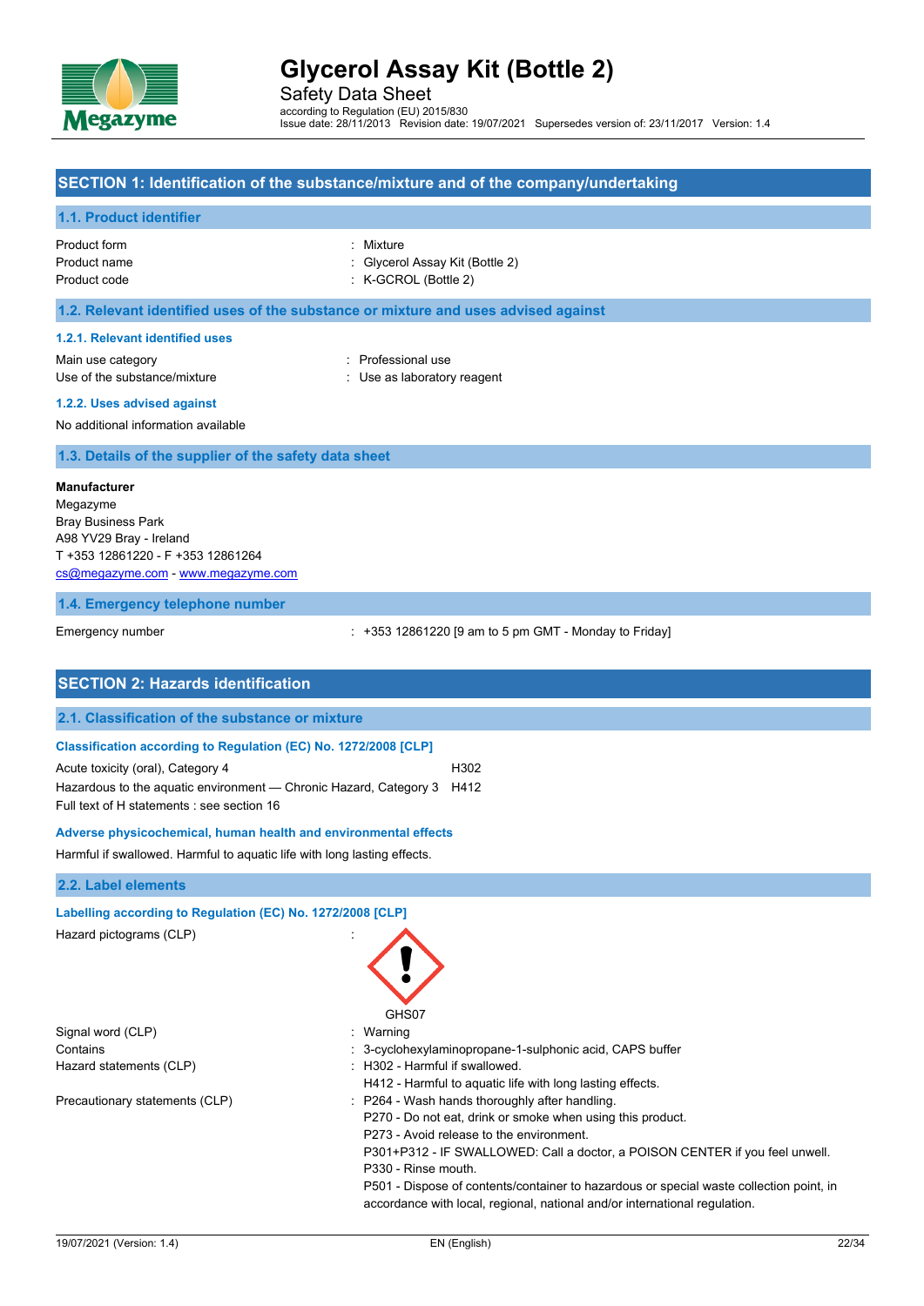# Glycerol Assay Kit (Bottle 2)

Safety Data Sheet

according to Regulation (EU) 2015/830

Issue date: 28/11/2013 Revision date: 19/07/2021 Supersedes version of: 23/11/2017 Version: 1.4

## SECTION 1: Identification of the substance/mixture and of the company/undertaking

### 1.1. Product identifier

| | |
|---|---|
| Product form | : Mixture |
| Product name | : Glycerol Assay Kit (Bottle 2) |
| Product code | : K-GCROL (Bottle 2) |

### 1.2. Relevant identified uses of the substance or mixture and uses advised against

#### 1.2.1. Relevant identified uses

| | |
|---|---|
| Main use category | : Professional use |
| Use of the substance/mixture | : Use as laboratory reagent |

#### 1.2.2. Uses advised against

No additional information available

### 1.3. Details of the supplier of the safety data sheet

**Manufacturer**

Megazyme
Bray Business Park
A98 YV29 Bray - Ireland
T +353 12861220 - F +353 12861264
cs@megazyme.com - www.megazyme.com

### 1.4. Emergency telephone number

| | |
|---|---|
| Emergency number | : +353 12861220 [9 am to 5 pm GMT - Monday to Friday] |

## SECTION 2: Hazards identification

### 2.1. Classification of the substance or mixture

#### Classification according to Regulation (EC) No. 1272/2008 [CLP]

| | |
|---|---|
| Acute toxicity (oral), Category 4 | H302 |
| Hazardous to the aquatic environment — Chronic Hazard, Category 3 | H412 |

Full text of H statements : see section 16

#### Adverse physicochemical, human health and environmental effects

Harmful if swallowed. Harmful to aquatic life with long lasting effects.

### 2.2. Label elements

#### Labelling according to Regulation (EC) No. 1272/2008 [CLP]

Hazard pictograms (CLP) :

GHS07

| | |
|---|---|
| Signal word (CLP) | : Warning |
| Contains | : 3-cyclohexylaminopropane-1-sulphonic acid, CAPS buffer |
| Hazard statements (CLP) | : H302 - Harmful if swallowed.<br>H412 - Harmful to aquatic life with long lasting effects. |
| Precautionary statements (CLP) | : P264 - Wash hands thoroughly after handling.<br>P270 - Do not eat, drink or smoke when using this product.<br>P273 - Avoid release to the environment.<br>P301+P312 - IF SWALLOWED: Call a doctor, a POISON CENTER if you feel unwell.<br>P330 - Rinse mouth.<br>P501 - Dispose of contents/container to hazardous or special waste collection point, in accordance with local, regional, national and/or international regulation. |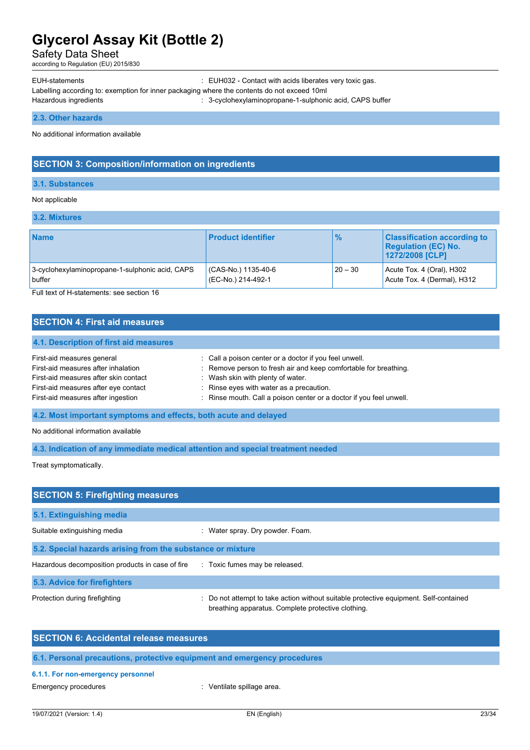EUH-statements : EUH032 - Contact with acids liberates very toxic gas.

Labelling according to: exemption for inner packaging where the contents do not exceed 10ml

Hazardous ingredients : 3-cyclohexylaminopropane-1-sulphonic acid, CAPS buffer

### 2.3. Other hazards

No additional information available

## SECTION 3: Composition/information on ingredients

### 3.1. Substances

Not applicable

### 3.2. Mixtures

| Name | Product identifier | % | Classification according to Regulation (EC) No. 1272/2008 [CLP] |
|---|---|---|---|
| 3-cyclohexylaminopropane-1-sulphonic acid, CAPS buffer | (CAS-No.) 1135-40-6<br>(EC-No.) 214-492-1 | 20 – 30 | Acute Tox. 4 (Oral), H302<br>Acute Tox. 4 (Dermal), H312 |

Full text of H-statements: see section 16

## SECTION 4: First aid measures

### 4.1. Description of first aid measures

First-aid measures general : Call a poison center or a doctor if you feel unwell.

First-aid measures after inhalation : Remove person to fresh air and keep comfortable for breathing.

First-aid measures after skin contact : Wash skin with plenty of water.

First-aid measures after eye contact : Rinse eyes with water as a precaution.

First-aid measures after ingestion : Rinse mouth. Call a poison center or a doctor if you feel unwell.

### 4.2. Most important symptoms and effects, both acute and delayed

No additional information available

### 4.3. Indication of any immediate medical attention and special treatment needed

Treat symptomatically.

## SECTION 5: Firefighting measures

### 5.1. Extinguishing media

Suitable extinguishing media : Water spray. Dry powder. Foam.

### 5.2. Special hazards arising from the substance or mixture

Hazardous decomposition products in case of fire : Toxic fumes may be released.

### 5.3. Advice for firefighters

Protection during firefighting : Do not attempt to take action without suitable protective equipment. Self-contained breathing apparatus. Complete protective clothing.

## SECTION 6: Accidental release measures

### 6.1. Personal precautions, protective equipment and emergency procedures

#### 6.1.1. For non-emergency personnel

Emergency procedures : Ventilate spillage area.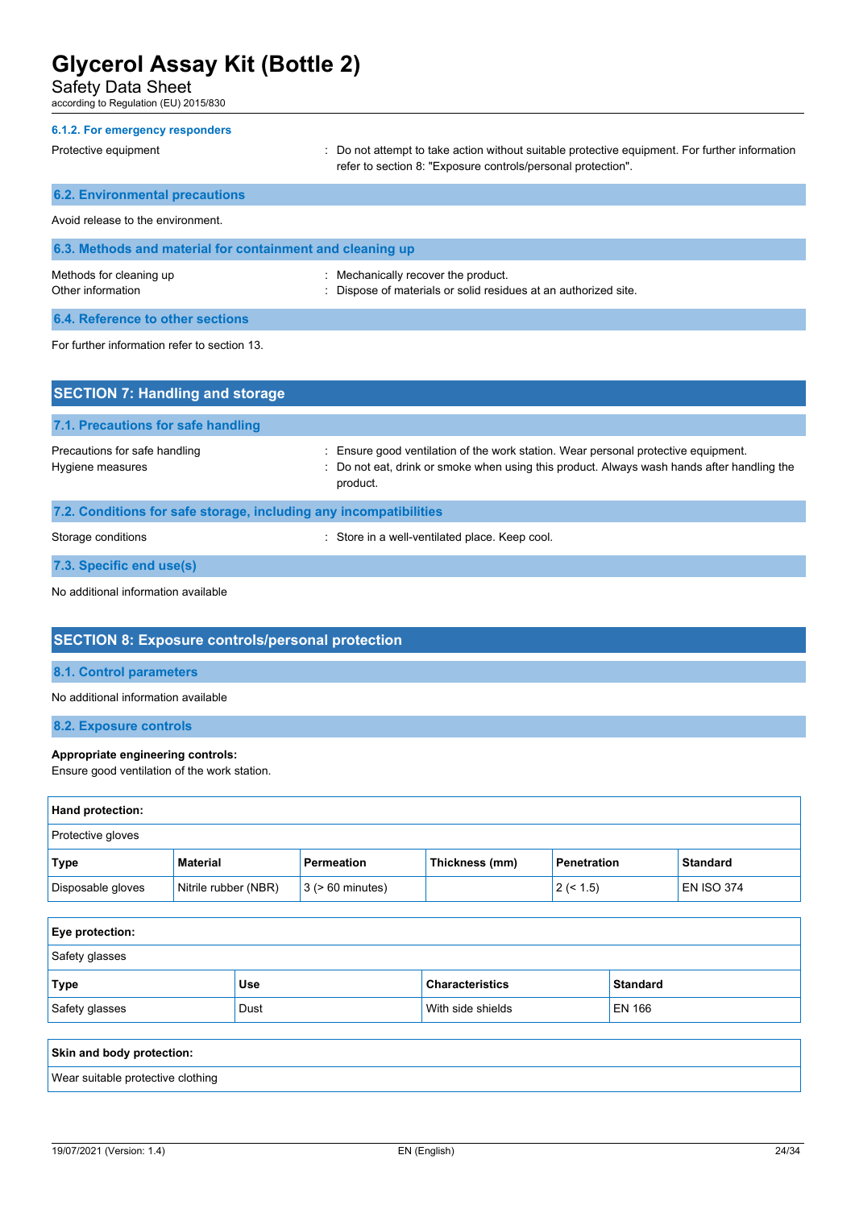#### 6.1.2. For emergency responders

Protective equipment : Do not attempt to take action without suitable protective equipment. For further information refer to section 8: "Exposure controls/personal protection".

### 6.2. Environmental precautions

Avoid release to the environment.

### 6.3. Methods and material for containment and cleaning up

Methods for cleaning up : Mechanically recover the product.
Other information : Dispose of materials or solid residues at an authorized site.

### 6.4. Reference to other sections

For further information refer to section 13.

## SECTION 7: Handling and storage

### 7.1. Precautions for safe handling

Precautions for safe handling : Ensure good ventilation of the work station. Wear personal protective equipment.
Hygiene measures : Do not eat, drink or smoke when using this product. Always wash hands after handling the product.

### 7.2. Conditions for safe storage, including any incompatibilities

Storage conditions : Store in a well-ventilated place. Keep cool.

### 7.3. Specific end use(s)

No additional information available

## SECTION 8: Exposure controls/personal protection

### 8.1. Control parameters

No additional information available

### 8.2. Exposure controls

**Appropriate engineering controls:**
Ensure good ventilation of the work station.

**Hand protection:**

Protective gloves

| Type | Material | Permeation | Thickness (mm) | Penetration | Standard |
|---|---|---|---|---|---|
| Disposable gloves | Nitrile rubber (NBR) | 3 (> 60 minutes) | | 2 (< 1.5) | EN ISO 374 |

**Eye protection:**

Safety glasses

| Type | Use | Characteristics | Standard |
|---|---|---|---|
| Safety glasses | Dust | With side shields | EN 166 |

**Skin and body protection:**

Wear suitable protective clothing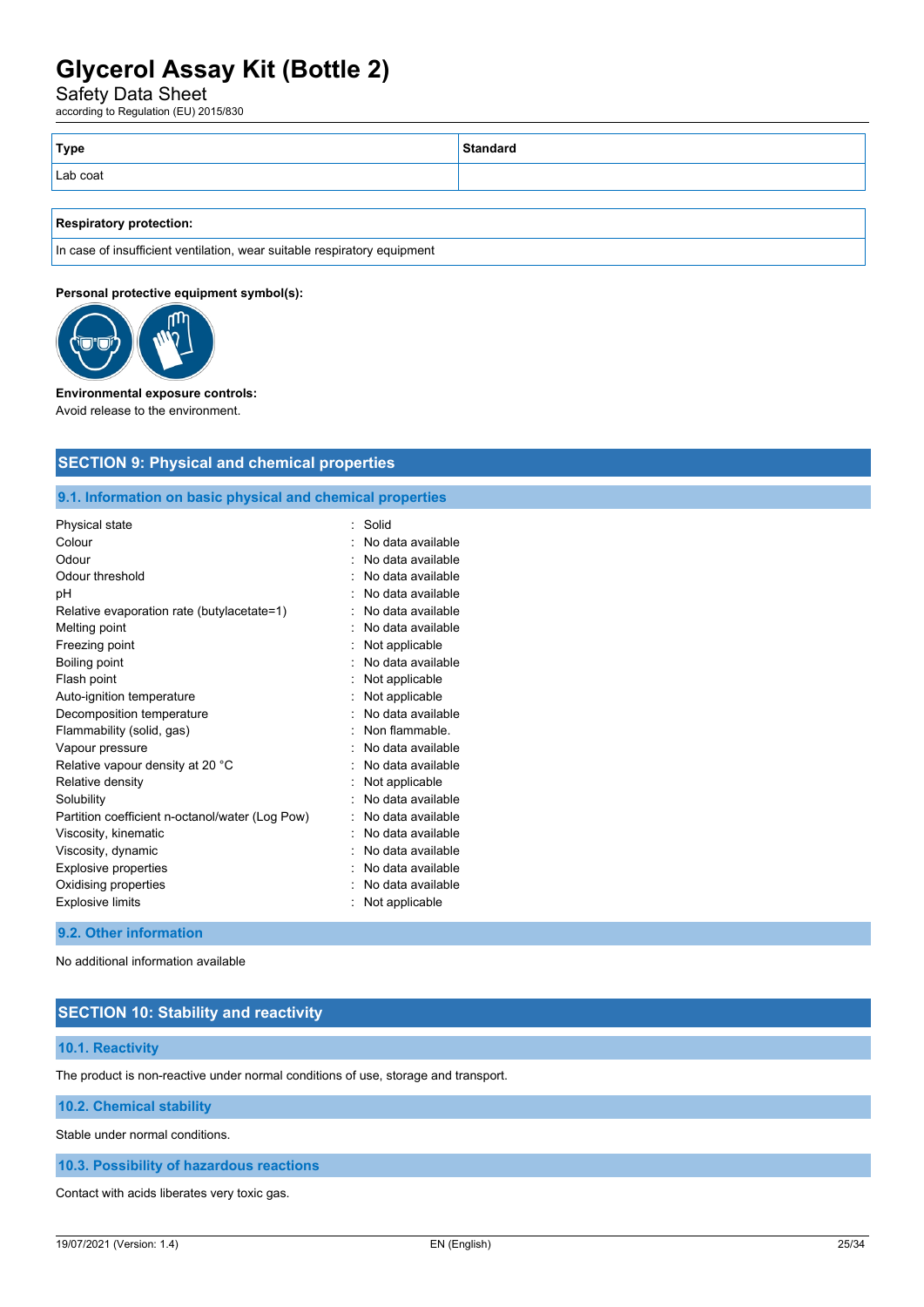| Type | Standard |
| --- | --- |
| Lab coat | |

| Respiratory protection: |
| --- |
| In case of insufficient ventilation, wear suitable respiratory equipment |

**Personal protective equipment symbol(s):**

**Environmental exposure controls:**
Avoid release to the environment.

## SECTION 9: Physical and chemical properties

### 9.1. Information on basic physical and chemical properties

| | |
| --- | --- |
| Physical state | : Solid |
| Colour | : No data available |
| Odour | : No data available |
| Odour threshold | : No data available |
| pH | : No data available |
| Relative evaporation rate (butylacetate=1) | : No data available |
| Melting point | : No data available |
| Freezing point | : Not applicable |
| Boiling point | : No data available |
| Flash point | : Not applicable |
| Auto-ignition temperature | : Not applicable |
| Decomposition temperature | : No data available |
| Flammability (solid, gas) | : Non flammable. |
| Vapour pressure | : No data available |
| Relative vapour density at 20 °C | : No data available |
| Relative density | : Not applicable |
| Solubility | : No data available |
| Partition coefficient n-octanol/water (Log Pow) | : No data available |
| Viscosity, kinematic | : No data available |
| Viscosity, dynamic | : No data available |
| Explosive properties | : No data available |
| Oxidising properties | : No data available |
| Explosive limits | : Not applicable |

### 9.2. Other information

No additional information available

## SECTION 10: Stability and reactivity

### 10.1. Reactivity

The product is non-reactive under normal conditions of use, storage and transport.

### 10.2. Chemical stability

Stable under normal conditions.

### 10.3. Possibility of hazardous reactions

Contact with acids liberates very toxic gas.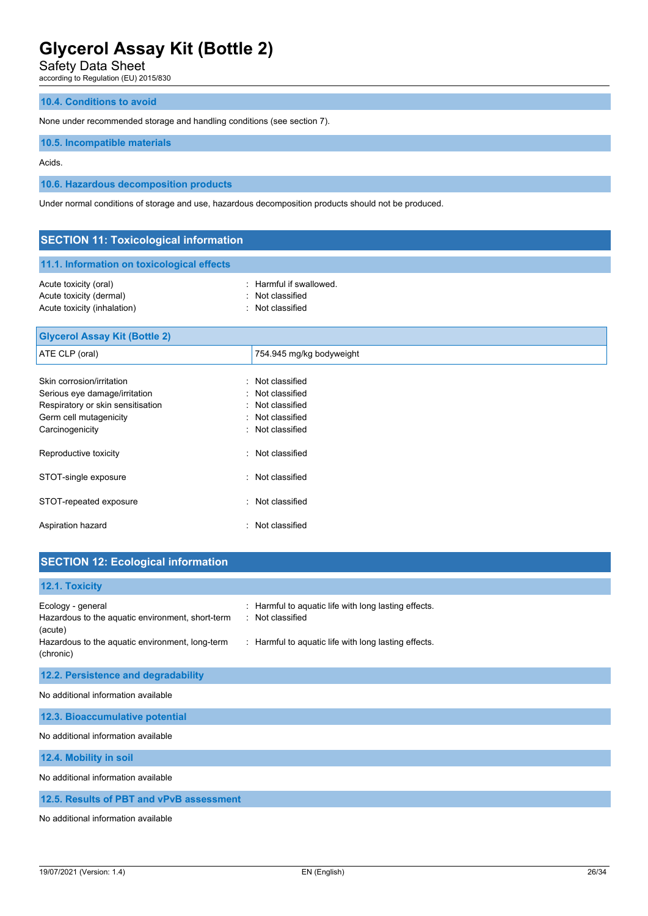### 10.4. Conditions to avoid

None under recommended storage and handling conditions (see section 7).

### 10.5. Incompatible materials

Acids.

### 10.6. Hazardous decomposition products

Under normal conditions of storage and use, hazardous decomposition products should not be produced.

## SECTION 11: Toxicological information

### 11.1. Information on toxicological effects

Acute toxicity (oral) : Harmful if swallowed.
Acute toxicity (dermal) : Not classified
Acute toxicity (inhalation) : Not classified

| Glycerol Assay Kit (Bottle 2) | |
|---|---|
| ATE CLP (oral) | 754.945 mg/kg bodyweight |

Skin corrosion/irritation : Not classified
Serious eye damage/irritation : Not classified
Respiratory or skin sensitisation : Not classified
Germ cell mutagenicity : Not classified
Carcinogenicity : Not classified

Reproductive toxicity : Not classified

STOT-single exposure : Not classified

STOT-repeated exposure : Not classified

Aspiration hazard : Not classified

## SECTION 12: Ecological information

### 12.1. Toxicity

Ecology - general : Harmful to aquatic life with long lasting effects.
Hazardous to the aquatic environment, short-term (acute) : Not classified
Hazardous to the aquatic environment, long-term (chronic) : Harmful to aquatic life with long lasting effects.

### 12.2. Persistence and degradability

No additional information available

### 12.3. Bioaccumulative potential

No additional information available

### 12.4. Mobility in soil

No additional information available

### 12.5. Results of PBT and vPvB assessment

No additional information available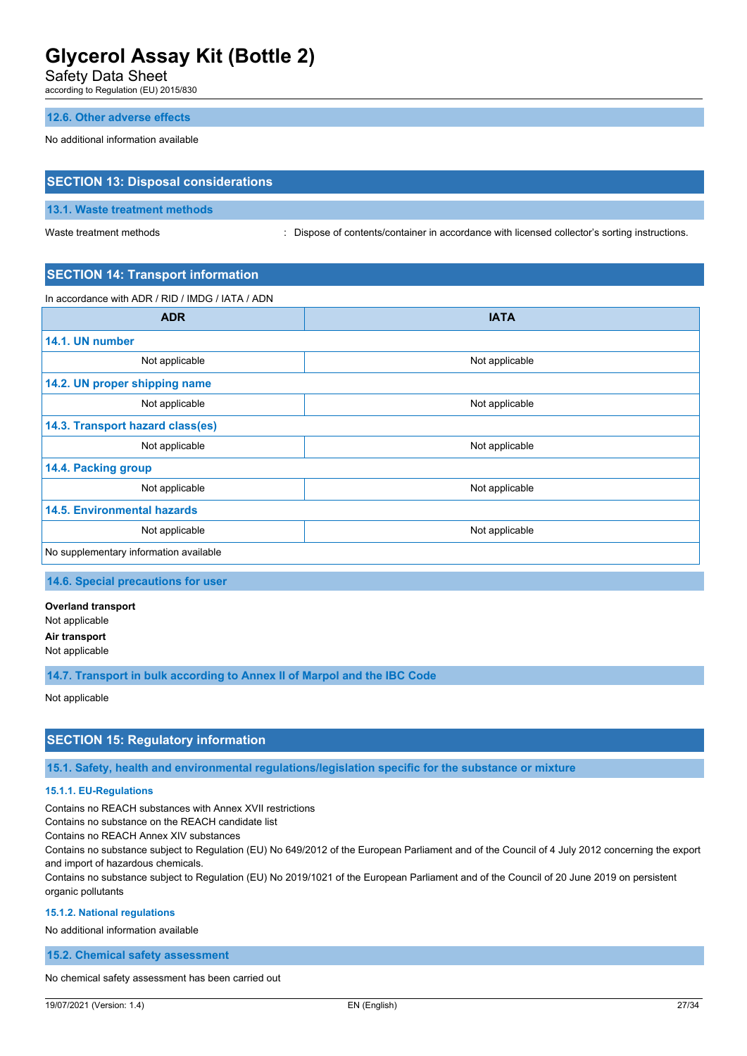### 12.6. Other adverse effects

No additional information available

## SECTION 13: Disposal considerations

### 13.1. Waste treatment methods

Waste treatment methods : Dispose of contents/container in accordance with licensed collector's sorting instructions.

## SECTION 14: Transport information

In accordance with ADR / RID / IMDG / IATA / ADN

| ADR | IATA |
|---|---|
| **14.1. UN number** | |
| Not applicable | Not applicable |
| **14.2. UN proper shipping name** | |
| Not applicable | Not applicable |
| **14.3. Transport hazard class(es)** | |
| Not applicable | Not applicable |
| **14.4. Packing group** | |
| Not applicable | Not applicable |
| **14.5. Environmental hazards** | |
| Not applicable | Not applicable |
| No supplementary information available | |

### 14.6. Special precautions for user

**Overland transport**

Not applicable

**Air transport**

Not applicable

### 14.7. Transport in bulk according to Annex II of Marpol and the IBC Code

Not applicable

## SECTION 15: Regulatory information

### 15.1. Safety, health and environmental regulations/legislation specific for the substance or mixture

#### 15.1.1. EU-Regulations

Contains no REACH substances with Annex XVII restrictions
Contains no substance on the REACH candidate list
Contains no REACH Annex XIV substances
Contains no substance subject to Regulation (EU) No 649/2012 of the European Parliament and of the Council of 4 July 2012 concerning the export and import of hazardous chemicals.
Contains no substance subject to Regulation (EU) No 2019/1021 of the European Parliament and of the Council of 20 June 2019 on persistent organic pollutants

#### 15.1.2. National regulations

No additional information available

### 15.2. Chemical safety assessment

No chemical safety assessment has been carried out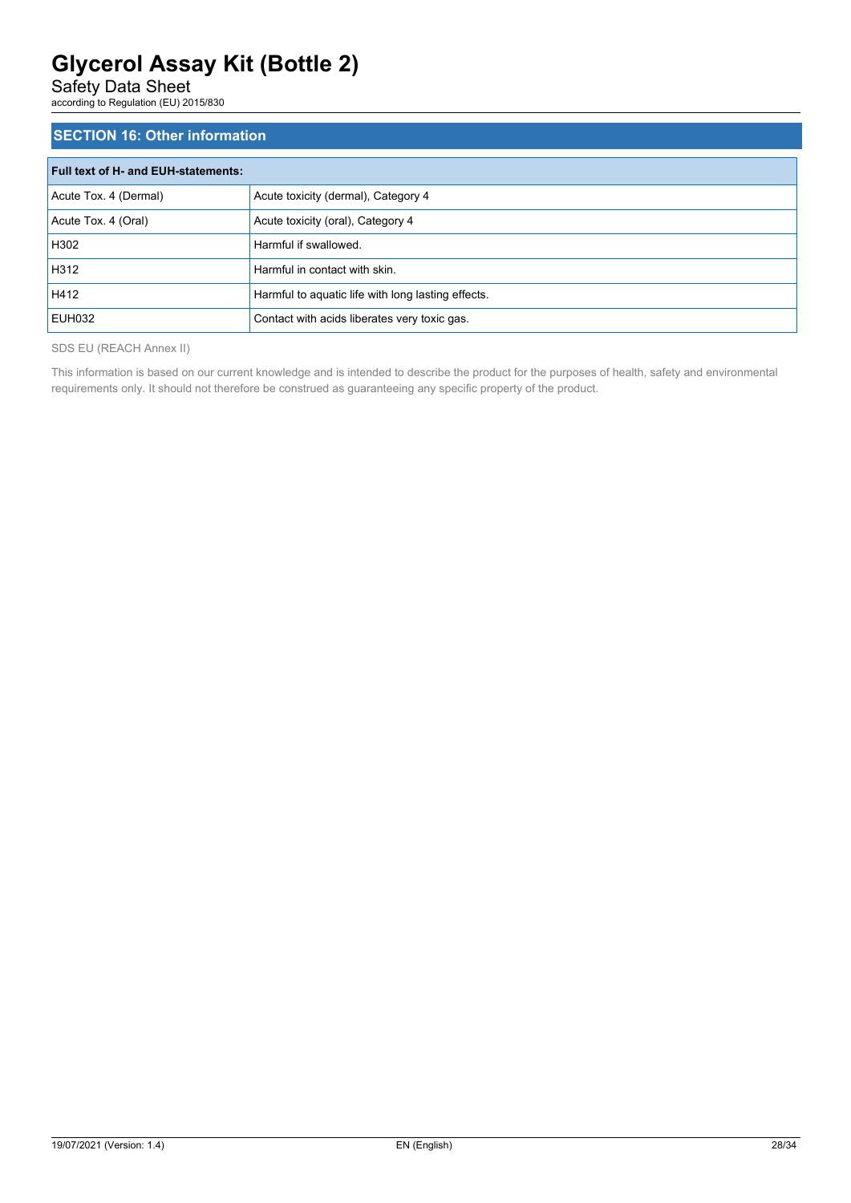## SECTION 16: Other information

| Full text of H- and EUH-statements: | |
|---|---|
| Acute Tox. 4 (Dermal) | Acute toxicity (dermal), Category 4 |
| Acute Tox. 4 (Oral) | Acute toxicity (oral), Category 4 |
| H302 | Harmful if swallowed. |
| H312 | Harmful in contact with skin. |
| H412 | Harmful to aquatic life with long lasting effects. |
| EUH032 | Contact with acids liberates very toxic gas. |

SDS EU (REACH Annex II)

This information is based on our current knowledge and is intended to describe the product for the purposes of health, safety and environmental requirements only. It should not therefore be construed as guaranteeing any specific property of the product.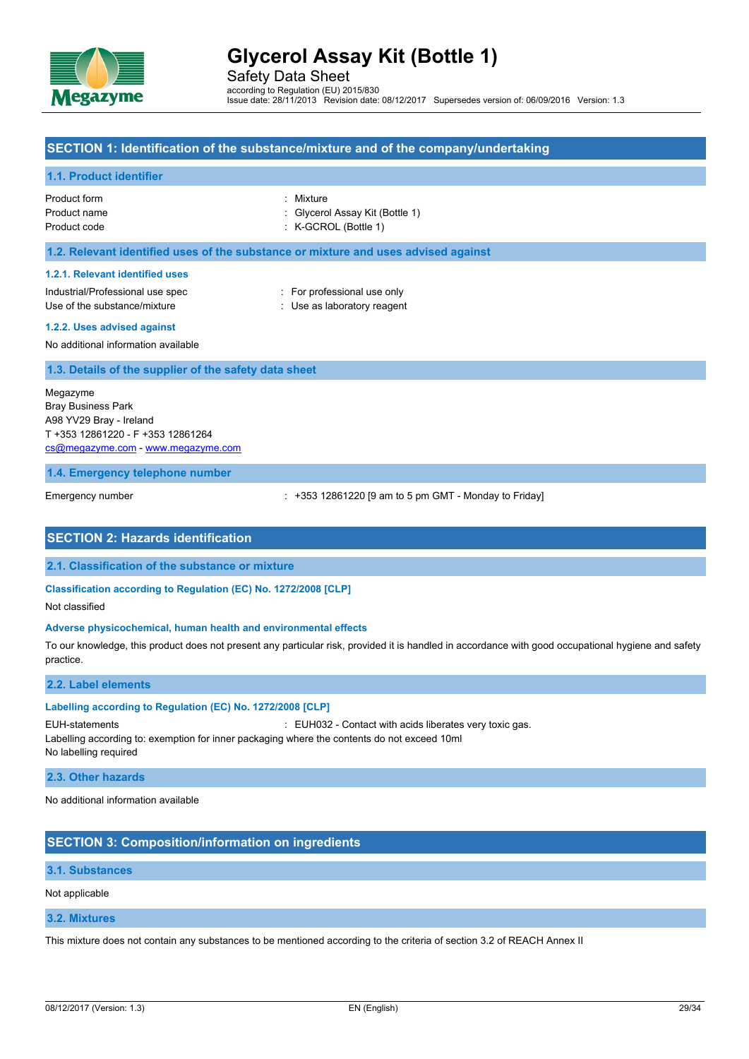# Glycerol Assay Kit (Bottle 1)

Safety Data Sheet

according to Regulation (EU) 2015/830

Issue date: 28/11/2013 Revision date: 08/12/2017 Supersedes version of: 06/09/2016 Version: 1.3

## SECTION 1: Identification of the substance/mixture and of the company/undertaking

### 1.1. Product identifier

| | |
|---|---|
| Product form | : Mixture |
| Product name | : Glycerol Assay Kit (Bottle 1) |
| Product code | : K-GCROL (Bottle 1) |

### 1.2. Relevant identified uses of the substance or mixture and uses advised against

#### 1.2.1. Relevant identified uses

| | |
|---|---|
| Industrial/Professional use spec | : For professional use only |
| Use of the substance/mixture | : Use as laboratory reagent |

#### 1.2.2. Uses advised against

No additional information available

### 1.3. Details of the supplier of the safety data sheet

Megazyme
Bray Business Park
A98 YV29 Bray - Ireland
T +353 12861220 - F +353 12861264
cs@megazyme.com - www.megazyme.com

### 1.4. Emergency telephone number

| | |
|---|---|
| Emergency number | : +353 12861220 [9 am to 5 pm GMT - Monday to Friday] |

## SECTION 2: Hazards identification

### 2.1. Classification of the substance or mixture

#### Classification according to Regulation (EC) No. 1272/2008 [CLP]

Not classified

#### Adverse physicochemical, human health and environmental effects

To our knowledge, this product does not present any particular risk, provided it is handled in accordance with good occupational hygiene and safety practice.

### 2.2. Label elements

#### Labelling according to Regulation (EC) No. 1272/2008 [CLP]

EUH-statements : EUH032 - Contact with acids liberates very toxic gas.

Labelling according to: exemption for inner packaging where the contents do not exceed 10ml

No labelling required

### 2.3. Other hazards

No additional information available

## SECTION 3: Composition/information on ingredients

### 3.1. Substances

Not applicable

### 3.2. Mixtures

This mixture does not contain any substances to be mentioned according to the criteria of section 3.2 of REACH Annex II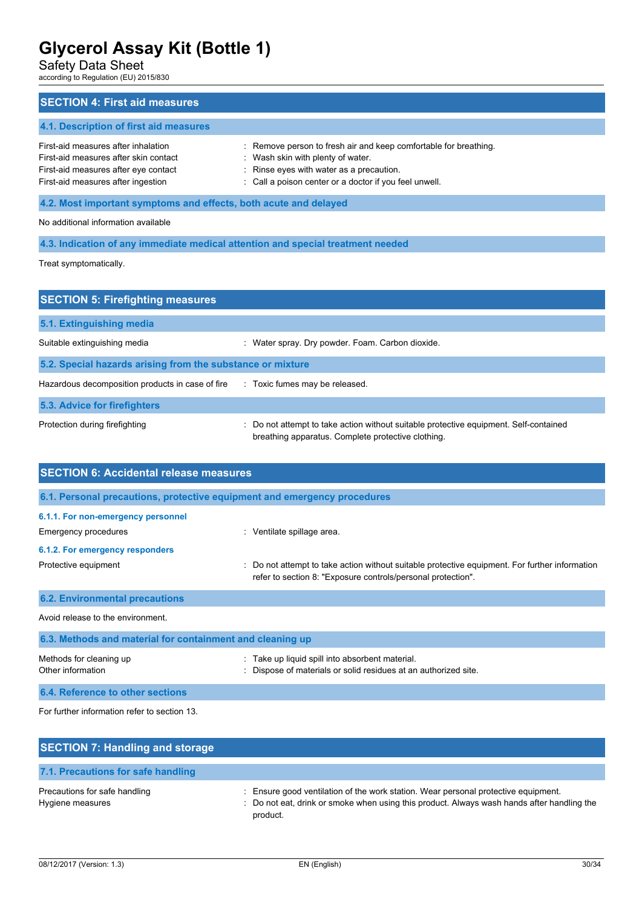## SECTION 4: First aid measures

### 4.1. Description of first aid measures

| | |
|---|---|
| First-aid measures after inhalation | : Remove person to fresh air and keep comfortable for breathing. |
| First-aid measures after skin contact | : Wash skin with plenty of water. |
| First-aid measures after eye contact | : Rinse eyes with water as a precaution. |
| First-aid measures after ingestion | : Call a poison center or a doctor if you feel unwell. |

### 4.2. Most important symptoms and effects, both acute and delayed

No additional information available

### 4.3. Indication of any immediate medical attention and special treatment needed

Treat symptomatically.

## SECTION 5: Firefighting measures

### 5.1. Extinguishing media

| | |
|---|---|
| Suitable extinguishing media | : Water spray. Dry powder. Foam. Carbon dioxide. |

### 5.2. Special hazards arising from the substance or mixture

| | |
|---|---|
| Hazardous decomposition products in case of fire | : Toxic fumes may be released. |

### 5.3. Advice for firefighters

| | |
|---|---|
| Protection during firefighting | : Do not attempt to take action without suitable protective equipment. Self-contained breathing apparatus. Complete protective clothing. |

## SECTION 6: Accidental release measures

### 6.1. Personal precautions, protective equipment and emergency procedures

#### 6.1.1. For non-emergency personnel

| | |
|---|---|
| Emergency procedures | : Ventilate spillage area. |

#### 6.1.2. For emergency responders

| | |
|---|---|
| Protective equipment | : Do not attempt to take action without suitable protective equipment. For further information refer to section 8: "Exposure controls/personal protection". |

### 6.2. Environmental precautions

Avoid release to the environment.

### 6.3. Methods and material for containment and cleaning up

| | |
|---|---|
| Methods for cleaning up | : Take up liquid spill into absorbent material. |
| Other information | : Dispose of materials or solid residues at an authorized site. |

### 6.4. Reference to other sections

For further information refer to section 13.

## SECTION 7: Handling and storage

### 7.1. Precautions for safe handling

| | |
|---|---|
| Precautions for safe handling | : Ensure good ventilation of the work station. Wear personal protective equipment. |
| Hygiene measures | : Do not eat, drink or smoke when using this product. Always wash hands after handling the product. |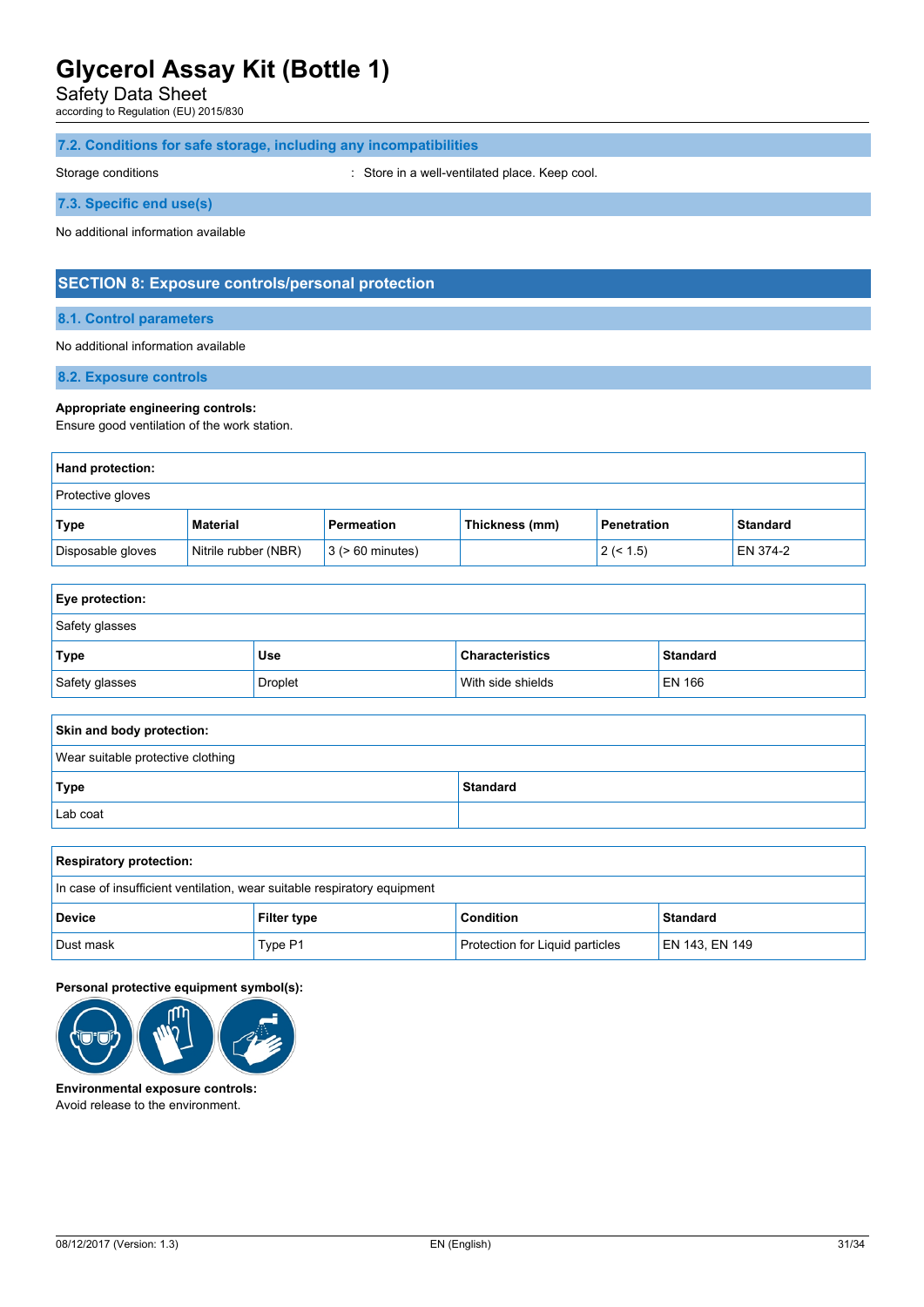### 7.2. Conditions for safe storage, including any incompatibilities

Storage conditions : Store in a well-ventilated place. Keep cool.

### 7.3. Specific end use(s)

No additional information available

## SECTION 8: Exposure controls/personal protection

### 8.1. Control parameters

No additional information available

### 8.2. Exposure controls

**Appropriate engineering controls:**
Ensure good ventilation of the work station.

**Hand protection:**

Protective gloves

| Type | Material | Permeation | Thickness (mm) | Penetration | Standard |
|---|---|---|---|---|---|
| Disposable gloves | Nitrile rubber (NBR) | 3 (> 60 minutes) | | 2 (< 1.5) | EN 374-2 |

**Eye protection:**

Safety glasses

| Type | Use | Characteristics | Standard |
|---|---|---|---|
| Safety glasses | Droplet | With side shields | EN 166 |

**Skin and body protection:**

Wear suitable protective clothing

| Type | Standard |
|---|---|
| Lab coat | |

**Respiratory protection:**

In case of insufficient ventilation, wear suitable respiratory equipment

| Device | Filter type | Condition | Standard |
|---|---|---|---|
| Dust mask | Type P1 | Protection for Liquid particles | EN 143, EN 149 |

**Personal protective equipment symbol(s):**

**Environmental exposure controls:**
Avoid release to the environment.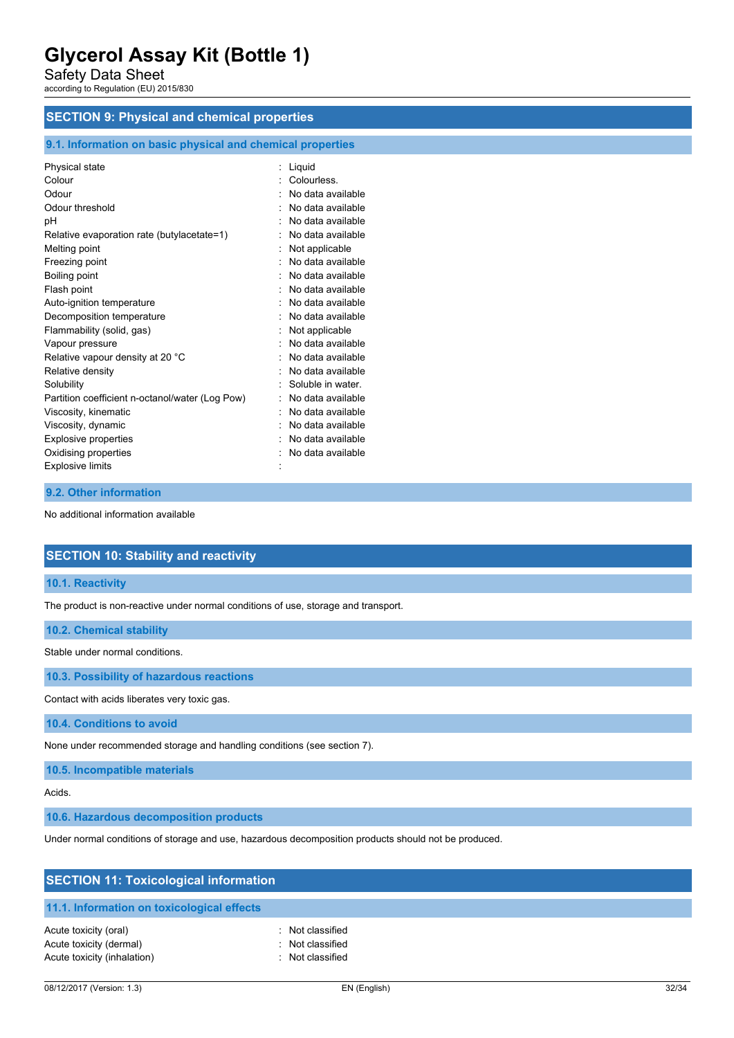## SECTION 9: Physical and chemical properties

### 9.1. Information on basic physical and chemical properties

| Property | | Value |
|---|---|---|
| Physical state | : | Liquid |
| Colour | : | Colourless. |
| Odour | : | No data available |
| Odour threshold | : | No data available |
| pH | : | No data available |
| Relative evaporation rate (butylacetate=1) | : | No data available |
| Melting point | : | Not applicable |
| Freezing point | : | No data available |
| Boiling point | : | No data available |
| Flash point | : | No data available |
| Auto-ignition temperature | : | No data available |
| Decomposition temperature | : | No data available |
| Flammability (solid, gas) | : | Not applicable |
| Vapour pressure | : | No data available |
| Relative vapour density at 20 °C | : | No data available |
| Relative density | : | No data available |
| Solubility | : | Soluble in water. |
| Partition coefficient n-octanol/water (Log Pow) | : | No data available |
| Viscosity, kinematic | : | No data available |
| Viscosity, dynamic | : | No data available |
| Explosive properties | : | No data available |
| Oxidising properties | : | No data available |
| Explosive limits | : | |

### 9.2. Other information

No additional information available

## SECTION 10: Stability and reactivity

### 10.1. Reactivity

The product is non-reactive under normal conditions of use, storage and transport.

### 10.2. Chemical stability

Stable under normal conditions.

### 10.3. Possibility of hazardous reactions

Contact with acids liberates very toxic gas.

### 10.4. Conditions to avoid

None under recommended storage and handling conditions (see section 7).

### 10.5. Incompatible materials

Acids.

### 10.6. Hazardous decomposition products

Under normal conditions of storage and use, hazardous decomposition products should not be produced.

## SECTION 11: Toxicological information

### 11.1. Information on toxicological effects

| Property | | Value |
|---|---|---|
| Acute toxicity (oral) | : | Not classified |
| Acute toxicity (dermal) | : | Not classified |
| Acute toxicity (inhalation) | : | Not classified |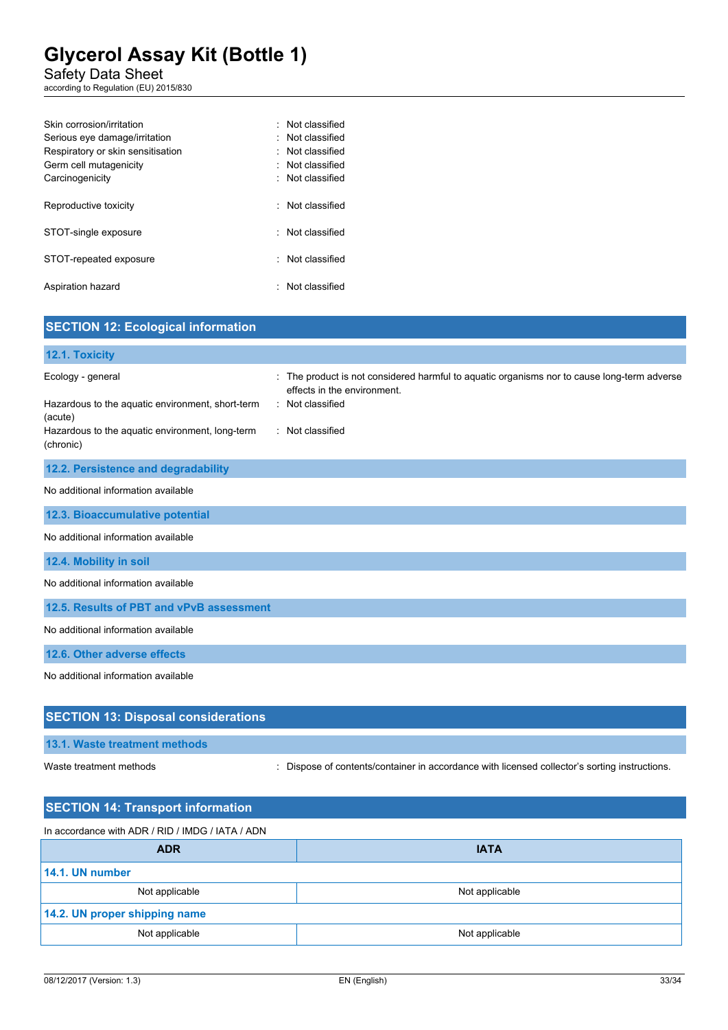Skin corrosion/irritation : Not classified
Serious eye damage/irritation : Not classified
Respiratory or skin sensitisation : Not classified
Germ cell mutagenicity : Not classified
Carcinogenicity : Not classified

Reproductive toxicity : Not classified

STOT-single exposure : Not classified

STOT-repeated exposure : Not classified

Aspiration hazard : Not classified

## SECTION 12: Ecological information

### 12.1. Toxicity

Ecology - general : The product is not considered harmful to aquatic organisms nor to cause long-term adverse effects in the environment.

Hazardous to the aquatic environment, short-term (acute) : Not classified

Hazardous to the aquatic environment, long-term (chronic) : Not classified

### 12.2. Persistence and degradability

No additional information available

### 12.3. Bioaccumulative potential

No additional information available

### 12.4. Mobility in soil

No additional information available

### 12.5. Results of PBT and vPvB assessment

No additional information available

### 12.6. Other adverse effects

No additional information available

## SECTION 13: Disposal considerations

### 13.1. Waste treatment methods

Waste treatment methods : Dispose of contents/container in accordance with licensed collector's sorting instructions.

## SECTION 14: Transport information

In accordance with ADR / RID / IMDG / IATA / ADN

| ADR | IATA |
|---|---|
| **14.1. UN number** | |
| Not applicable | Not applicable |
| **14.2. UN proper shipping name** | |
| Not applicable | Not applicable |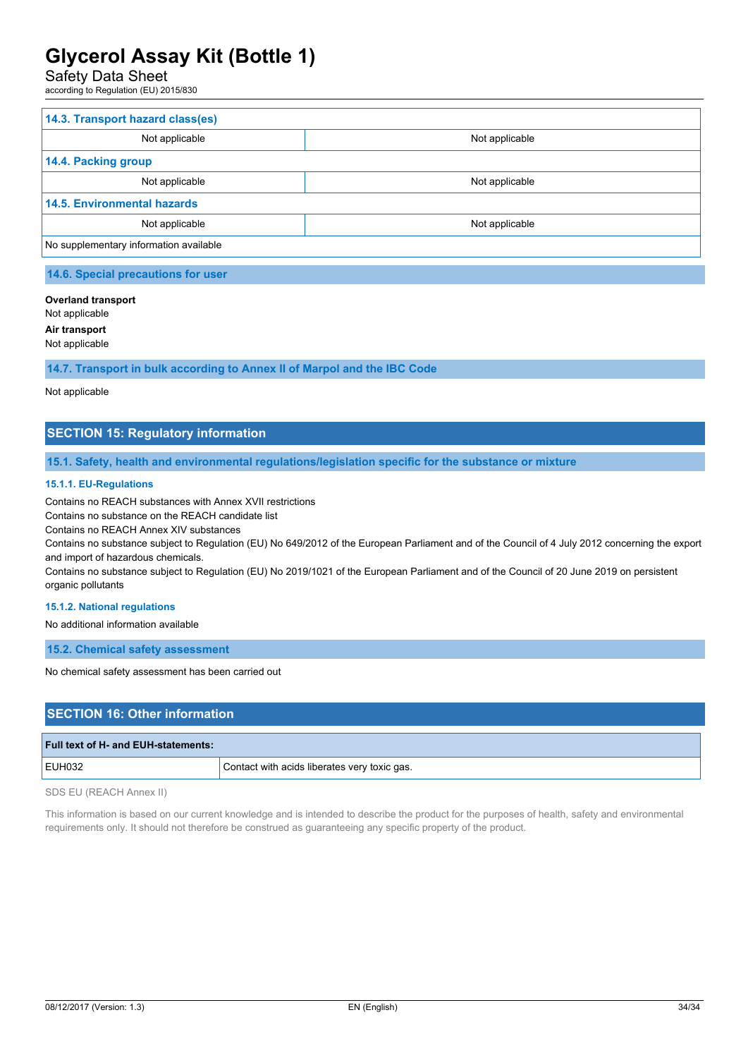| 14.3. Transport hazard class(es) | |
|---|---|
| Not applicable | Not applicable |
| **14.4. Packing group** | |
| Not applicable | Not applicable |
| **14.5. Environmental hazards** | |
| Not applicable | Not applicable |
| No supplementary information available | |

### 14.6. Special precautions for user

**Overland transport**
Not applicable

**Air transport**
Not applicable

### 14.7. Transport in bulk according to Annex II of Marpol and the IBC Code

Not applicable

## SECTION 15: Regulatory information

### 15.1. Safety, health and environmental regulations/legislation specific for the substance or mixture

#### 15.1.1. EU-Regulations

Contains no REACH substances with Annex XVII restrictions
Contains no substance on the REACH candidate list
Contains no REACH Annex XIV substances
Contains no substance subject to Regulation (EU) No 649/2012 of the European Parliament and of the Council of 4 July 2012 concerning the export and import of hazardous chemicals.
Contains no substance subject to Regulation (EU) No 2019/1021 of the European Parliament and of the Council of 20 June 2019 on persistent organic pollutants

#### 15.1.2. National regulations

No additional information available

### 15.2. Chemical safety assessment

No chemical safety assessment has been carried out

## SECTION 16: Other information

| Full text of H- and EUH-statements: | |
|---|---|
| EUH032 | Contact with acids liberates very toxic gas. |

SDS EU (REACH Annex II)

This information is based on our current knowledge and is intended to describe the product for the purposes of health, safety and environmental requirements only. It should not therefore be construed as guaranteeing any specific property of the product.